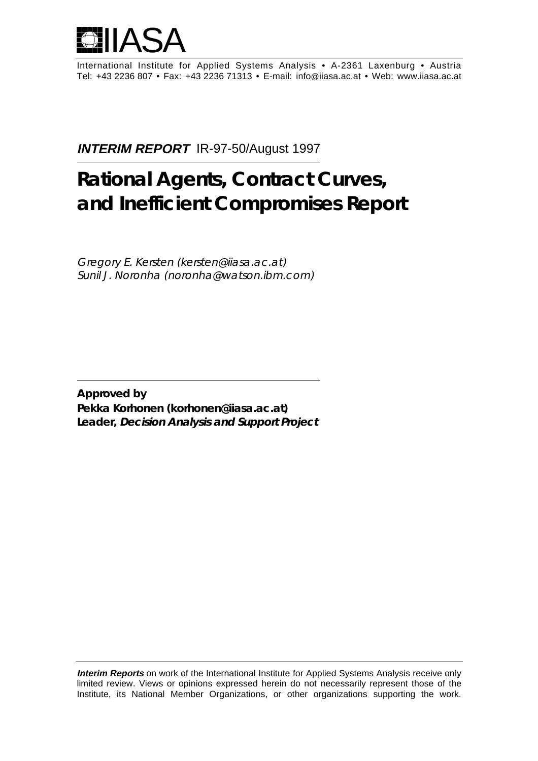IIASA

International Institute for Applied Systems Analysis • A-2361 Laxenburg • Austria
Tel: +43 2236 807 • Fax: +43 2236 71313 • E-mail: info@iiasa.ac.at • Web: www.iiasa.ac.at

***INTERIM REPORT*** IR-97-50/August 1997

# Rational Agents, Contract Curves, and Inefficient Compromises Report

*Gregory E. Kersten (kersten@iiasa.ac.at)*
*Sunil J. Noronha (noronha@watson.ibm.com)*

**Approved by**
**Pekka Korhonen (korhonen@iiasa.ac.at)**
**Leader, *Decision Analysis and Support Project***

***Interim Reports*** on work of the International Institute for Applied Systems Analysis receive only limited review. Views or opinions expressed herein do not necessarily represent those of the Institute, its National Member Organizations, or other organizations supporting the work.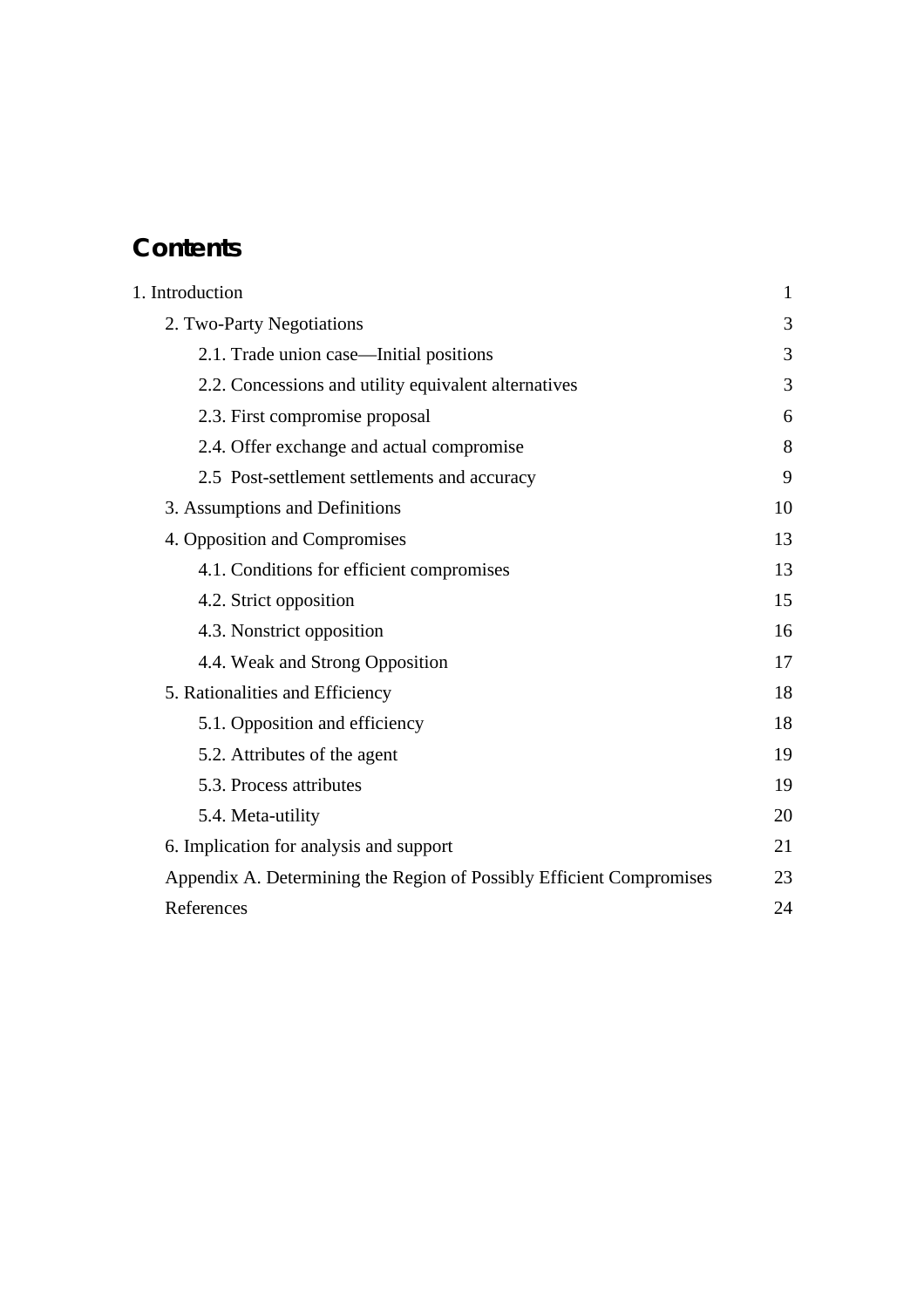## Contents

| | |
|---|---|
| 1. Introduction | 1 |
| 2. Two-Party Negotiations | 3 |
| 2.1. Trade union case—Initial positions | 3 |
| 2.2. Concessions and utility equivalent alternatives | 3 |
| 2.3. First compromise proposal | 6 |
| 2.4. Offer exchange and actual compromise | 8 |
| 2.5 Post-settlement settlements and accuracy | 9 |
| 3. Assumptions and Definitions | 10 |
| 4. Opposition and Compromises | 13 |
| 4.1. Conditions for efficient compromises | 13 |
| 4.2. Strict opposition | 15 |
| 4.3. Nonstrict opposition | 16 |
| 4.4. Weak and Strong Opposition | 17 |
| 5. Rationalities and Efficiency | 18 |
| 5.1. Opposition and efficiency | 18 |
| 5.2. Attributes of the agent | 19 |
| 5.3. Process attributes | 19 |
| 5.4. Meta-utility | 20 |
| 6. Implication for analysis and support | 21 |
| Appendix A. Determining the Region of Possibly Efficient Compromises | 23 |
| References | 24 |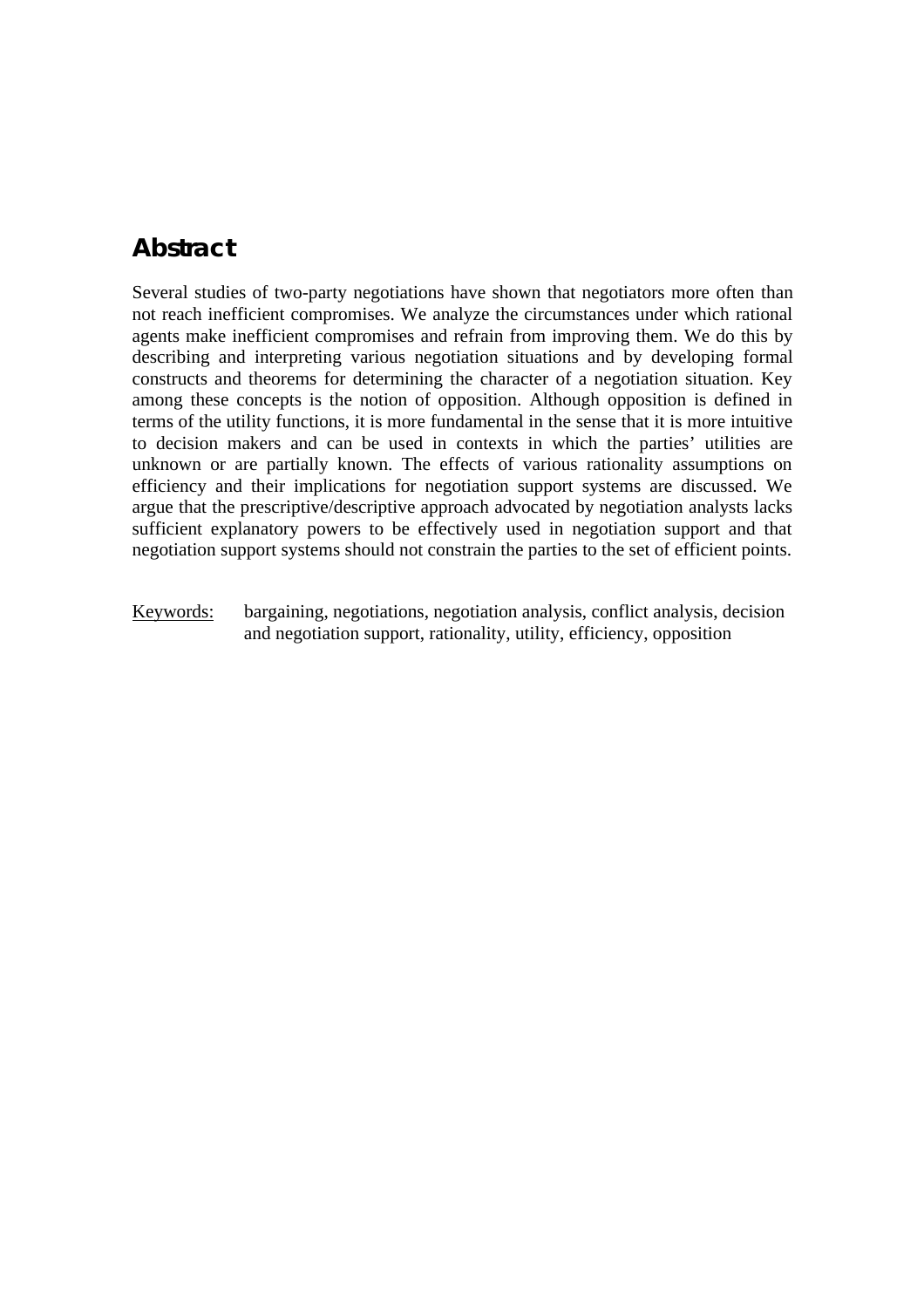## Abstract

Several studies of two-party negotiations have shown that negotiators more often than not reach inefficient compromises. We analyze the circumstances under which rational agents make inefficient compromises and refrain from improving them. We do this by describing and interpreting various negotiation situations and by developing formal constructs and theorems for determining the character of a negotiation situation. Key among these concepts is the notion of opposition. Although opposition is defined in terms of the utility functions, it is more fundamental in the sense that it is more intuitive to decision makers and can be used in contexts in which the parties' utilities are unknown or are partially known. The effects of various rationality assumptions on efficiency and their implications for negotiation support systems are discussed. We argue that the prescriptive/descriptive approach advocated by negotiation analysts lacks sufficient explanatory powers to be effectively used in negotiation support and that negotiation support systems should not constrain the parties to the set of efficient points.

Keywords: bargaining, negotiations, negotiation analysis, conflict analysis, decision and negotiation support, rationality, utility, efficiency, opposition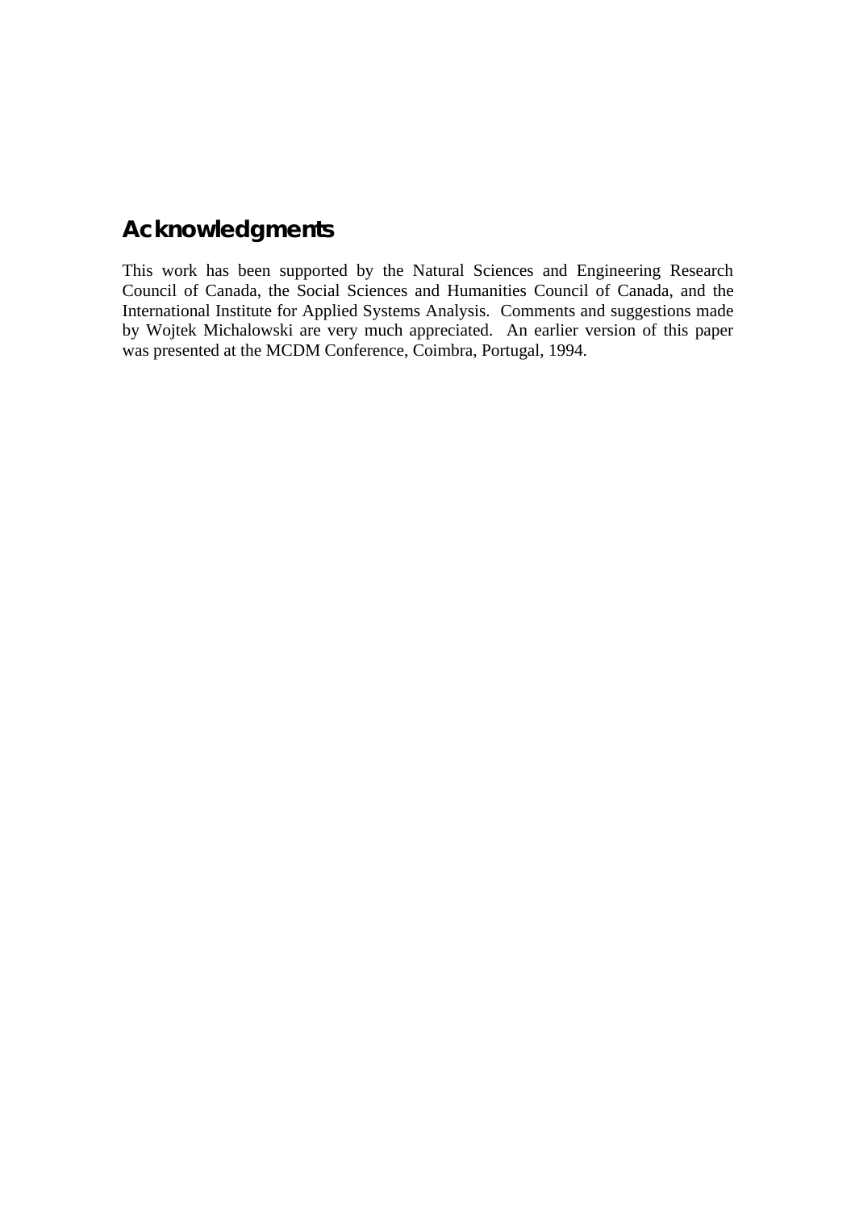## Acknowledgments

This work has been supported by the Natural Sciences and Engineering Research Council of Canada, the Social Sciences and Humanities Council of Canada, and the International Institute for Applied Systems Analysis. Comments and suggestions made by Wojtek Michalowski are very much appreciated. An earlier version of this paper was presented at the MCDM Conference, Coimbra, Portugal, 1994.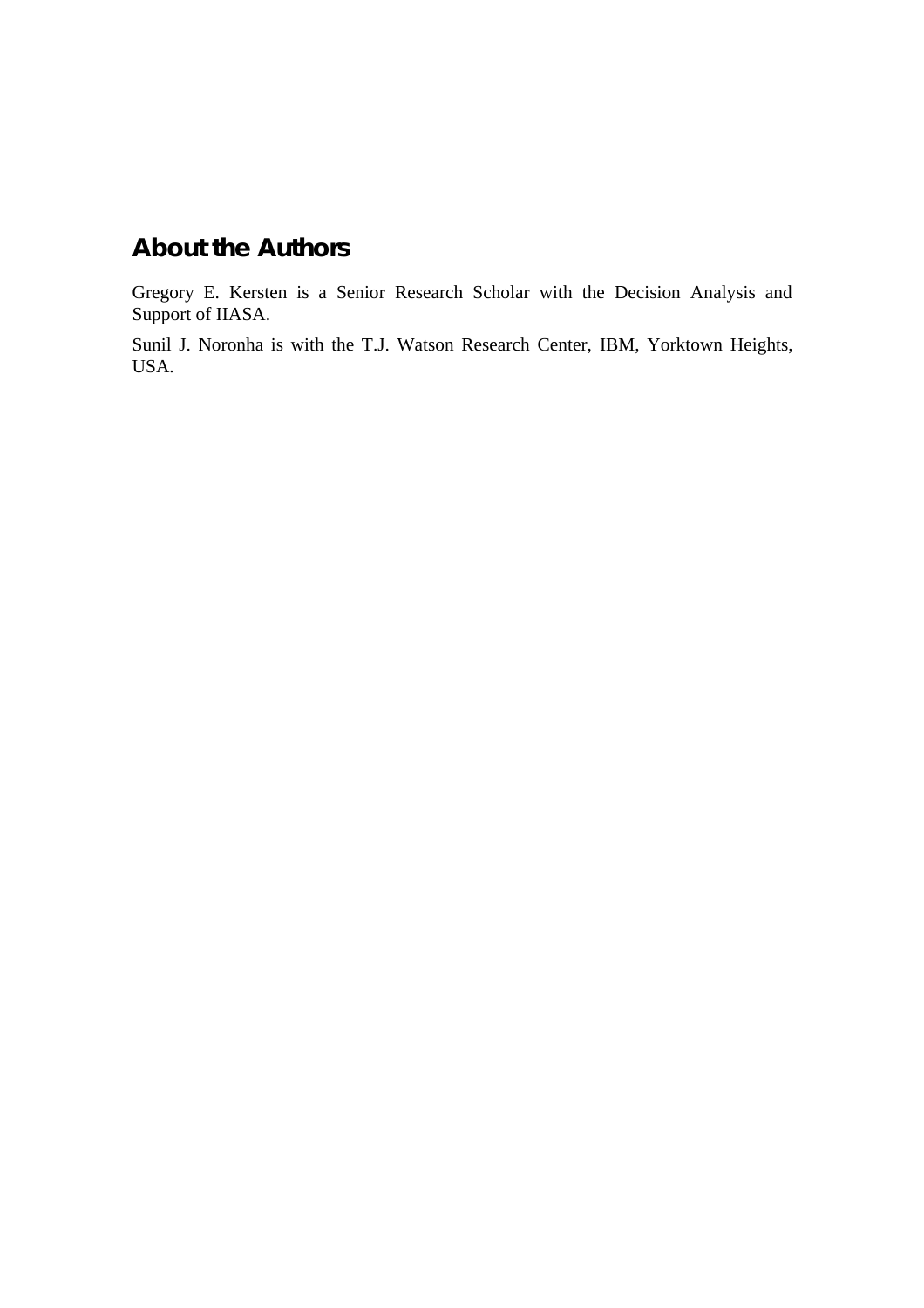## About the Authors

Gregory E. Kersten is a Senior Research Scholar with the Decision Analysis and Support of IIASA.

Sunil J. Noronha is with the T.J. Watson Research Center, IBM, Yorktown Heights, USA.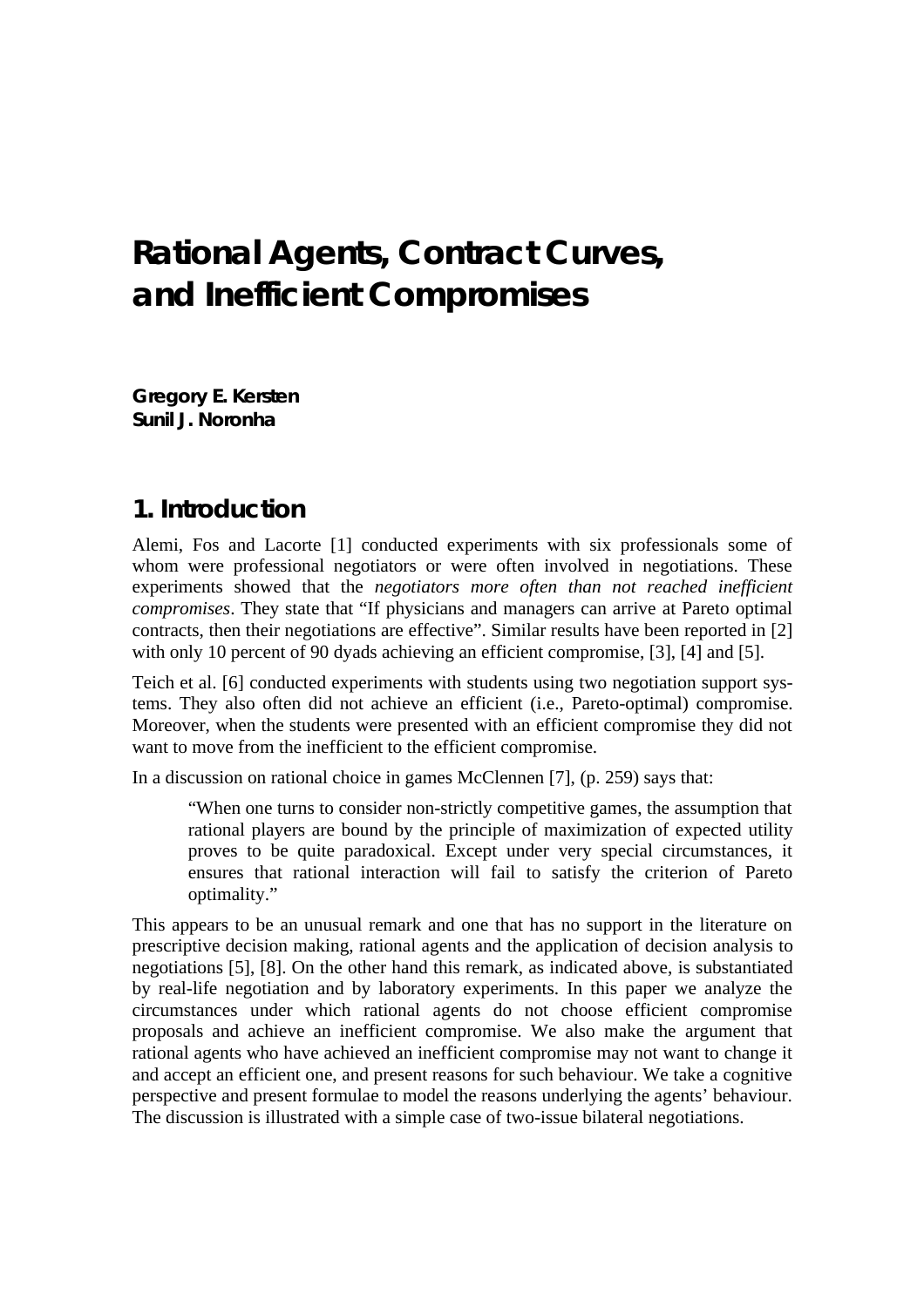# Rational Agents, Contract Curves, and Inefficient Compromises

**Gregory E. Kersten**
**Sunil J. Noronha**

## 1. Introduction

Alemi, Fos and Lacorte [1] conducted experiments with six professionals some of whom were professional negotiators or were often involved in negotiations. These experiments showed that the *negotiators more often than not reached inefficient compromises*. They state that "If physicians and managers can arrive at Pareto optimal contracts, then their negotiations are effective". Similar results have been reported in [2] with only 10 percent of 90 dyads achieving an efficient compromise, [3], [4] and [5].

Teich et al. [6] conducted experiments with students using two negotiation support systems. They also often did not achieve an efficient (i.e., Pareto-optimal) compromise. Moreover, when the students were presented with an efficient compromise they did not want to move from the inefficient to the efficient compromise.

In a discussion on rational choice in games McClennen [7], (p. 259) says that:

> "When one turns to consider non-strictly competitive games, the assumption that rational players are bound by the principle of maximization of expected utility proves to be quite paradoxical. Except under very special circumstances, it ensures that rational interaction will fail to satisfy the criterion of Pareto optimality."

This appears to be an unusual remark and one that has no support in the literature on prescriptive decision making, rational agents and the application of decision analysis to negotiations [5], [8]. On the other hand this remark, as indicated above, is substantiated by real-life negotiation and by laboratory experiments. In this paper we analyze the circumstances under which rational agents do not choose efficient compromise proposals and achieve an inefficient compromise. We also make the argument that rational agents who have achieved an inefficient compromise may not want to change it and accept an efficient one, and present reasons for such behaviour. We take a cognitive perspective and present formulae to model the reasons underlying the agents' behaviour. The discussion is illustrated with a simple case of two-issue bilateral negotiations.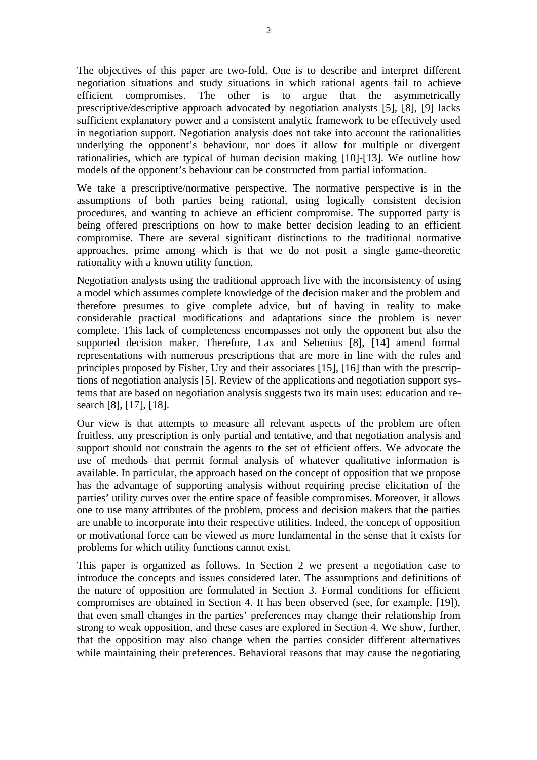The objectives of this paper are two-fold. One is to describe and interpret different negotiation situations and study situations in which rational agents fail to achieve efficient compromises. The other is to argue that the asymmetrically prescriptive/descriptive approach advocated by negotiation analysts [5], [8], [9] lacks sufficient explanatory power and a consistent analytic framework to be effectively used in negotiation support. Negotiation analysis does not take into account the rationalities underlying the opponent's behaviour, nor does it allow for multiple or divergent rationalities, which are typical of human decision making [10]-[13]. We outline how models of the opponent's behaviour can be constructed from partial information.

We take a prescriptive/normative perspective. The normative perspective is in the assumptions of both parties being rational, using logically consistent decision procedures, and wanting to achieve an efficient compromise. The supported party is being offered prescriptions on how to make better decision leading to an efficient compromise. There are several significant distinctions to the traditional normative approaches, prime among which is that we do not posit a single game-theoretic rationality with a known utility function.

Negotiation analysts using the traditional approach live with the inconsistency of using a model which assumes complete knowledge of the decision maker and the problem and therefore presumes to give complete advice, but of having in reality to make considerable practical modifications and adaptations since the problem is never complete. This lack of completeness encompasses not only the opponent but also the supported decision maker. Therefore, Lax and Sebenius [8], [14] amend formal representations with numerous prescriptions that are more in line with the rules and principles proposed by Fisher, Ury and their associates [15], [16] than with the prescriptions of negotiation analysis [5]. Review of the applications and negotiation support systems that are based on negotiation analysis suggests two its main uses: education and research [8], [17], [18].

Our view is that attempts to measure all relevant aspects of the problem are often fruitless, any prescription is only partial and tentative, and that negotiation analysis and support should not constrain the agents to the set of efficient offers. We advocate the use of methods that permit formal analysis of whatever qualitative information is available. In particular, the approach based on the concept of opposition that we propose has the advantage of supporting analysis without requiring precise elicitation of the parties' utility curves over the entire space of feasible compromises. Moreover, it allows one to use many attributes of the problem, process and decision makers that the parties are unable to incorporate into their respective utilities. Indeed, the concept of opposition or motivational force can be viewed as more fundamental in the sense that it exists for problems for which utility functions cannot exist.

This paper is organized as follows. In Section 2 we present a negotiation case to introduce the concepts and issues considered later. The assumptions and definitions of the nature of opposition are formulated in Section 3. Formal conditions for efficient compromises are obtained in Section 4. It has been observed (see, for example, [19]), that even small changes in the parties' preferences may change their relationship from strong to weak opposition, and these cases are explored in Section 4. We show, further, that the opposition may also change when the parties consider different alternatives while maintaining their preferences. Behavioral reasons that may cause the negotiating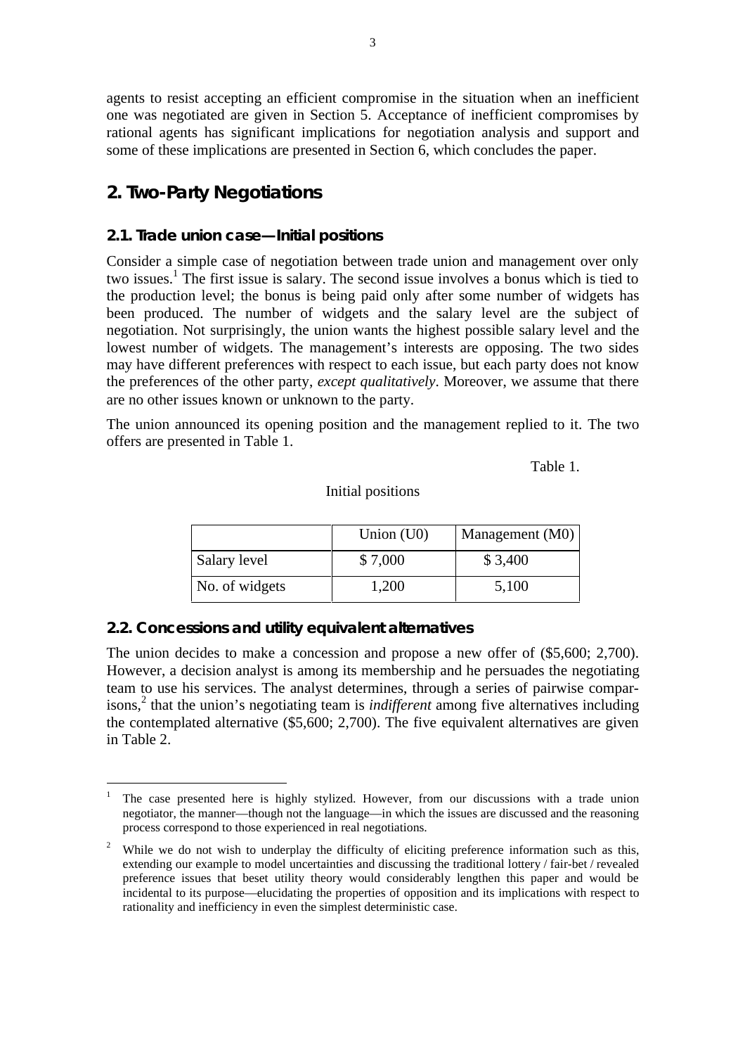agents to resist accepting an efficient compromise in the situation when an inefficient one was negotiated are given in Section 5. Acceptance of inefficient compromises by rational agents has significant implications for negotiation analysis and support and some of these implications are presented in Section 6, which concludes the paper.

## 2. Two-Party Negotiations

### 2.1. Trade union case—Initial positions

Consider a simple case of negotiation between trade union and management over only two issues.[1] The first issue is salary. The second issue involves a bonus which is tied to the production level; the bonus is being paid only after some number of widgets has been produced. The number of widgets and the salary level are the subject of negotiation. Not surprisingly, the union wants the highest possible salary level and the lowest number of widgets. The management's interests are opposing. The two sides may have different preferences with respect to each issue, but each party does not know the preferences of the other party, *except qualitatively*. Moreover, we assume that there are no other issues known or unknown to the party.

The union announced its opening position and the management replied to it. The two offers are presented in Table 1.

Table 1.

Initial positions

| | Union (U0) | Management (M0) |
|---|---|---|
| Salary level | $ 7,000 | $ 3,400 |
| No. of widgets | 1,200 | 5,100 |

### 2.2. Concessions and utility equivalent alternatives

The union decides to make a concession and propose a new offer of ($5,600; 2,700). However, a decision analyst is among its membership and he persuades the negotiating team to use his services. The analyst determines, through a series of pairwise comparisons,[2] that the union's negotiating team is *indifferent* among five alternatives including the contemplated alternative ($5,600; 2,700). The five equivalent alternatives are given in Table 2.

[1] The case presented here is highly stylized. However, from our discussions with a trade union negotiator, the manner—though not the language—in which the issues are discussed and the reasoning process correspond to those experienced in real negotiations.

[2] While we do not wish to underplay the difficulty of eliciting preference information such as this, extending our example to model uncertainties and discussing the traditional lottery / fair-bet / revealed preference issues that beset utility theory would considerably lengthen this paper and would be incidental to its purpose—elucidating the properties of opposition and its implications with respect to rationality and inefficiency in even the simplest deterministic case.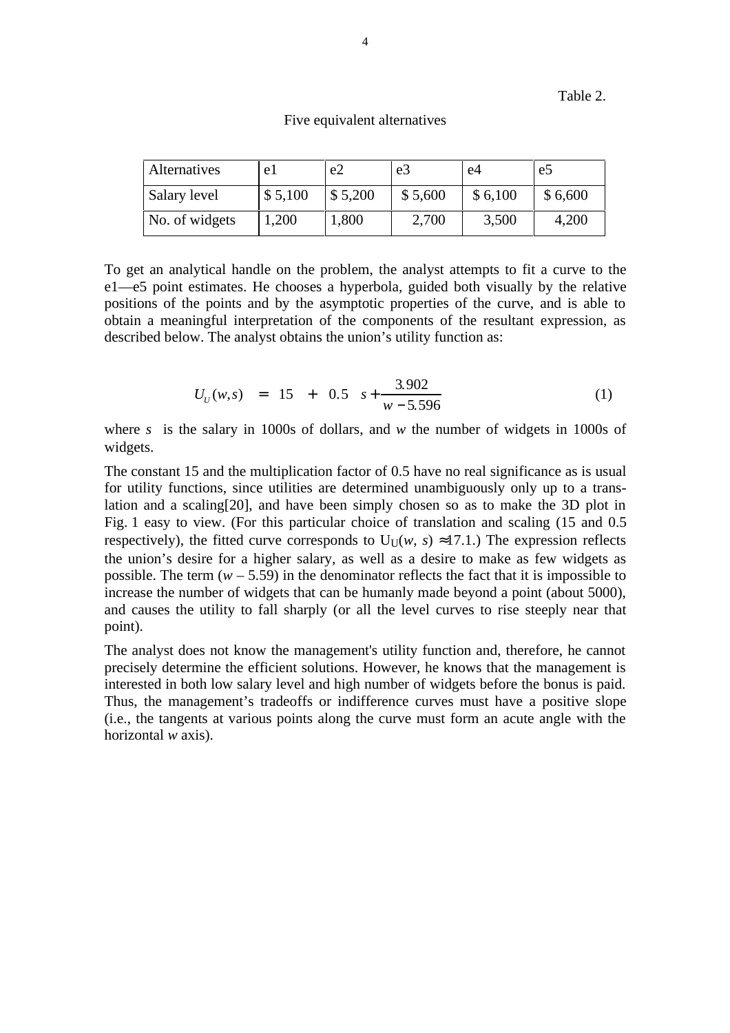Table 2.

Five equivalent alternatives

| Alternatives | e1 | e2 | e3 | e4 | e5 |
|---|---|---|---|---|---|
| Salary level | $ 5,100 | $ 5,200 | $ 5,600 | $ 6,100 | $ 6,600 |
| No. of widgets | 1,200 | 1,800 | 2,700 | 3,500 | 4,200 |

To get an analytical handle on the problem, the analyst attempts to fit a curve to the e1—e5 point estimates. He chooses a hyperbola, guided both visually by the relative positions of the points and by the asymptotic properties of the curve, and is able to obtain a meaningful interpretation of the components of the resultant expression, as described below. The analyst obtains the union's utility function as:

$$U_U(w,s) \;=\; 15 \;+\; 0.5 \;\; s + \frac{3.902}{w - 5.596} \tag{1}$$

where $s$ is the salary in 1000s of dollars, and $w$ the number of widgets in 1000s of widgets.

The constant 15 and the multiplication factor of 0.5 have no real significance as is usual for utility functions, since utilities are determined unambiguously only up to a translation and a scaling[20], and have been simply chosen so as to make the 3D plot in Fig. 1 easy to view. (For this particular choice of translation and scaling (15 and 0.5 respectively), the fitted curve corresponds to $U_U(w, s) \approx 17.1$.) The expression reflects the union's desire for a higher salary, as well as a desire to make as few widgets as possible. The term ($w$ – 5.59) in the denominator reflects the fact that it is impossible to increase the number of widgets that can be humanly made beyond a point (about 5000), and causes the utility to fall sharply (or all the level curves to rise steeply near that point).

The analyst does not know the management's utility function and, therefore, he cannot precisely determine the efficient solutions. However, he knows that the management is interested in both low salary level and high number of widgets before the bonus is paid. Thus, the management's tradeoffs or indifference curves must have a positive slope (i.e., the tangents at various points along the curve must form an acute angle with the horizontal $w$ axis).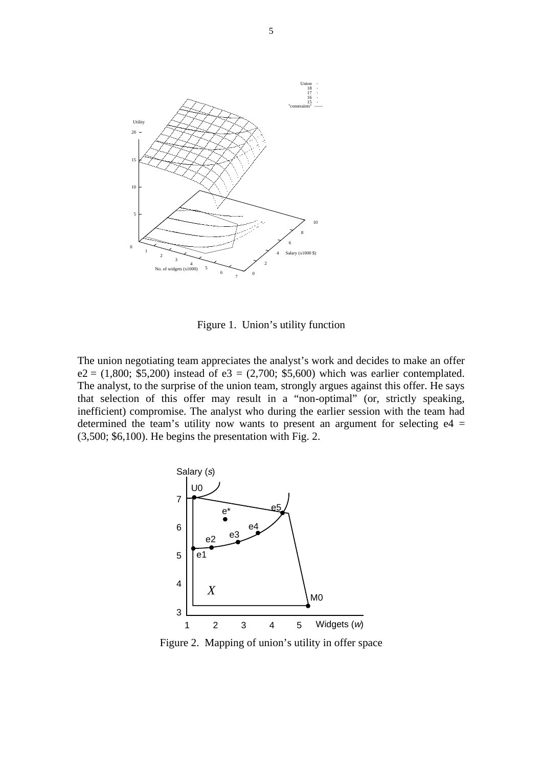Figure 1. Union's utility function

The union negotiating team appreciates the analyst's work and decides to make an offer e2 = (1,800; \$5,200) instead of e3 = (2,700; \$5,600) which was earlier contemplated. The analyst, to the surprise of the union team, strongly argues against this offer. He says that selection of this offer may result in a "non-optimal" (or, strictly speaking, inefficient) compromise. The analyst who during the earlier session with the team had determined the team's utility now wants to present an argument for selecting e4 = (3,500; \$6,100). He begins the presentation with Fig. 2.

Figure 2. Mapping of union's utility in offer space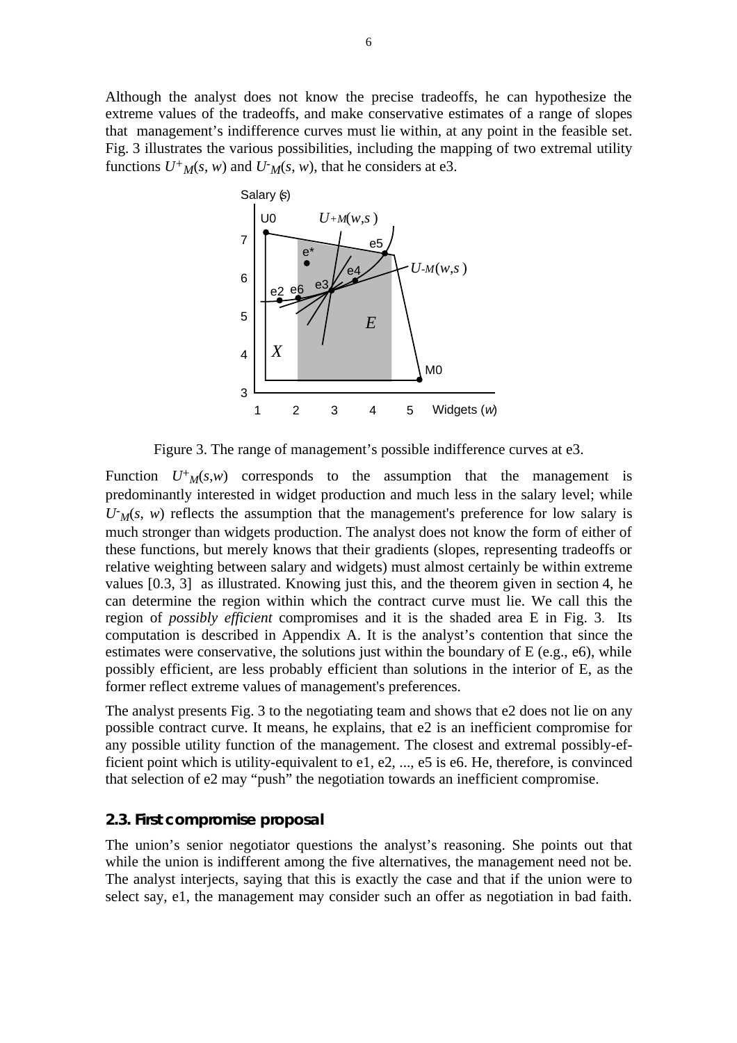Although the analyst does not know the precise tradeoffs, he can hypothesize the extreme values of the tradeoffs, and make conservative estimates of a range of slopes that management's indifference curves must lie within, at any point in the feasible set. Fig. 3 illustrates the various possibilities, including the mapping of two extremal utility functions $U^+_M(s, w)$ and $U^-_M(s, w)$, that he considers at e3.

Figure 3. The range of management's possible indifference curves at e3.

Function $U^+_M(s,w)$ corresponds to the assumption that the management is predominantly interested in widget production and much less in the salary level; while $U^-_M(s, w)$ reflects the assumption that the management's preference for low salary is much stronger than widgets production. The analyst does not know the form of either of these functions, but merely knows that their gradients (slopes, representing tradeoffs or relative weighting between salary and widgets) must almost certainly be within extreme values [0.3, 3] as illustrated. Knowing just this, and the theorem given in section 4, he can determine the region within which the contract curve must lie. We call this the region of *possibly efficient* compromises and it is the shaded area E in Fig. 3. Its computation is described in Appendix A. It is the analyst's contention that since the estimates were conservative, the solutions just within the boundary of E (e.g., e6), while possibly efficient, are less probably efficient than solutions in the interior of E, as the former reflect extreme values of management's preferences.

The analyst presents Fig. 3 to the negotiating team and shows that e2 does not lie on any possible contract curve. It means, he explains, that e2 is an inefficient compromise for any possible utility function of the management. The closest and extremal possibly-efficient point which is utility-equivalent to e1, e2, ..., e5 is e6. He, therefore, is convinced that selection of e2 may "push" the negotiation towards an inefficient compromise.

### 2.3. First compromise proposal

The union's senior negotiator questions the analyst's reasoning. She points out that while the union is indifferent among the five alternatives, the management need not be. The analyst interjects, saying that this is exactly the case and that if the union were to select say, e1, the management may consider such an offer as negotiation in bad faith.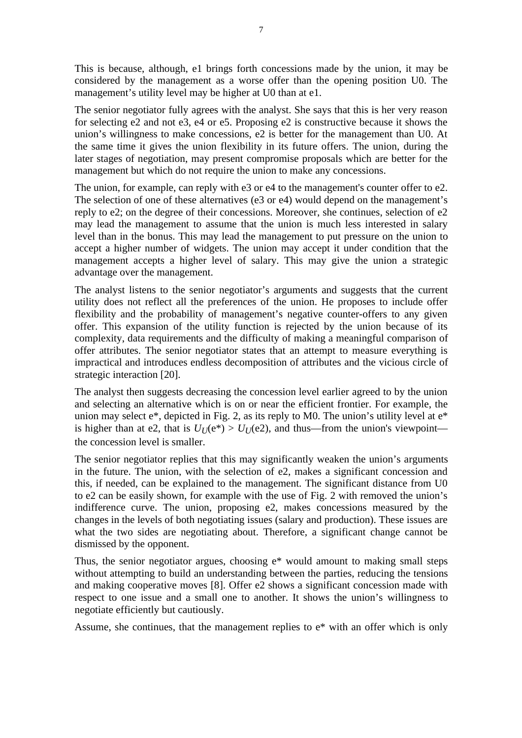This is because, although, e1 brings forth concessions made by the union, it may be considered by the management as a worse offer than the opening position U0. The management's utility level may be higher at U0 than at e1.

The senior negotiator fully agrees with the analyst. She says that this is her very reason for selecting e2 and not e3, e4 or e5. Proposing e2 is constructive because it shows the union's willingness to make concessions, e2 is better for the management than U0. At the same time it gives the union flexibility in its future offers. The union, during the later stages of negotiation, may present compromise proposals which are better for the management but which do not require the union to make any concessions.

The union, for example, can reply with e3 or e4 to the management's counter offer to e2. The selection of one of these alternatives (e3 or e4) would depend on the management's reply to e2; on the degree of their concessions. Moreover, she continues, selection of e2 may lead the management to assume that the union is much less interested in salary level than in the bonus. This may lead the management to put pressure on the union to accept a higher number of widgets. The union may accept it under condition that the management accepts a higher level of salary. This may give the union a strategic advantage over the management.

The analyst listens to the senior negotiator's arguments and suggests that the current utility does not reflect all the preferences of the union. He proposes to include offer flexibility and the probability of management's negative counter-offers to any given offer. This expansion of the utility function is rejected by the union because of its complexity, data requirements and the difficulty of making a meaningful comparison of offer attributes. The senior negotiator states that an attempt to measure everything is impractical and introduces endless decomposition of attributes and the vicious circle of strategic interaction [20].

The analyst then suggests decreasing the concession level earlier agreed to by the union and selecting an alternative which is on or near the efficient frontier. For example, the union may select e*, depicted in Fig. 2, as its reply to M0. The union's utility level at e* is higher than at e2, that is $U_U(e^*) > U_U(e2)$, and thus—from the union's viewpoint—the concession level is smaller.

The senior negotiator replies that this may significantly weaken the union's arguments in the future. The union, with the selection of e2, makes a significant concession and this, if needed, can be explained to the management. The significant distance from U0 to e2 can be easily shown, for example with the use of Fig. 2 with removed the union's indifference curve. The union, proposing e2, makes concessions measured by the changes in the levels of both negotiating issues (salary and production). These issues are what the two sides are negotiating about. Therefore, a significant change cannot be dismissed by the opponent.

Thus, the senior negotiator argues, choosing e* would amount to making small steps without attempting to build an understanding between the parties, reducing the tensions and making cooperative moves [8]. Offer e2 shows a significant concession made with respect to one issue and a small one to another. It shows the union's willingness to negotiate efficiently but cautiously.

Assume, she continues, that the management replies to e* with an offer which is only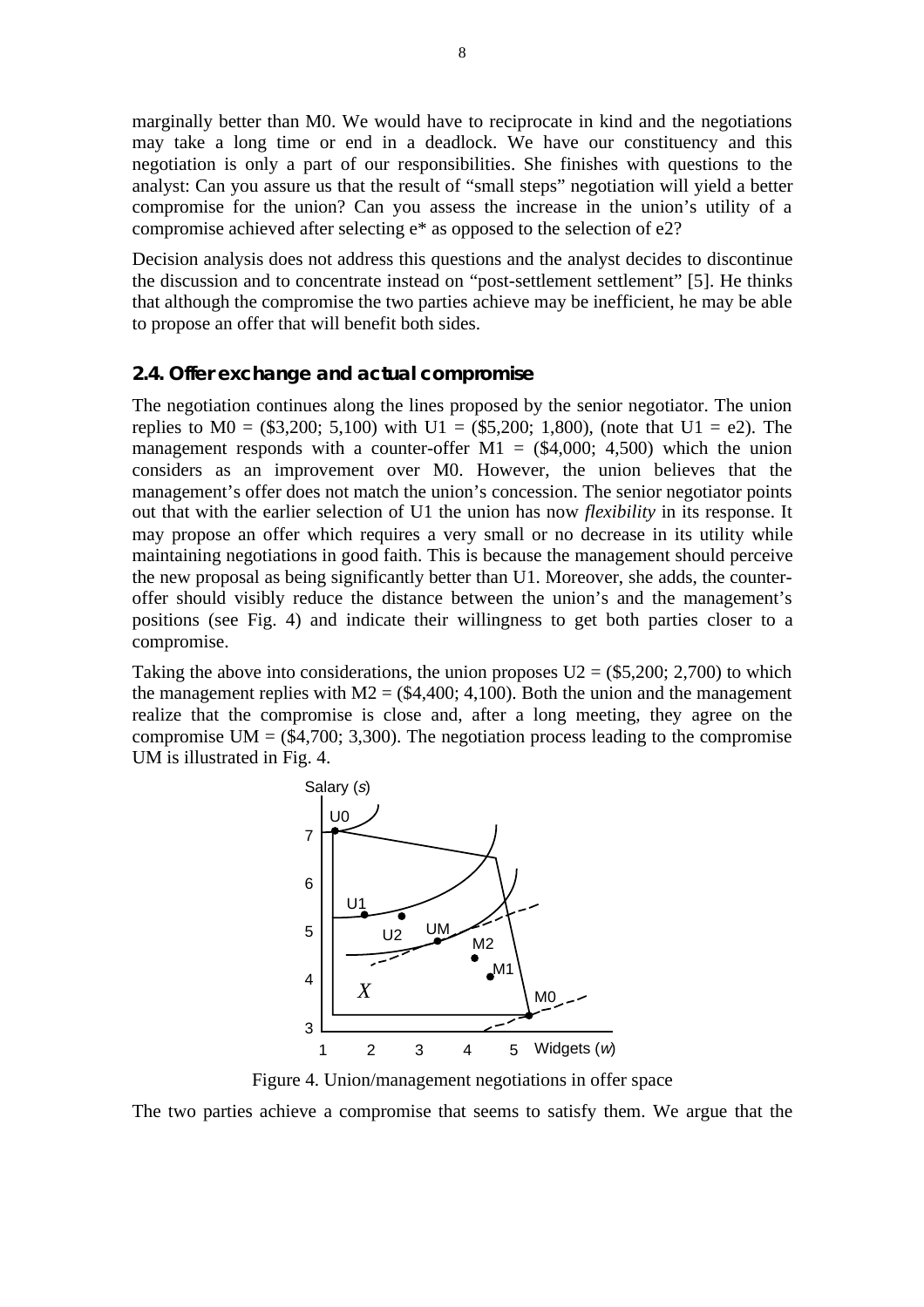marginally better than M0. We would have to reciprocate in kind and the negotiations may take a long time or end in a deadlock. We have our constituency and this negotiation is only a part of our responsibilities. She finishes with questions to the analyst: Can you assure us that the result of "small steps" negotiation will yield a better compromise for the union? Can you assess the increase in the union's utility of a compromise achieved after selecting e* as opposed to the selection of e2?

Decision analysis does not address this questions and the analyst decides to discontinue the discussion and to concentrate instead on "post-settlement settlement" [5]. He thinks that although the compromise the two parties achieve may be inefficient, he may be able to propose an offer that will benefit both sides.

### 2.4. Offer exchange and actual compromise

The negotiation continues along the lines proposed by the senior negotiator. The union replies to M0 = ($3,200; 5,100) with U1 = ($5,200; 1,800), (note that U1 = e2). The management responds with a counter-offer M1 = ($4,000; 4,500) which the union considers as an improvement over M0. However, the union believes that the management's offer does not match the union's concession. The senior negotiator points out that with the earlier selection of U1 the union has now *flexibility* in its response. It may propose an offer which requires a very small or no decrease in its utility while maintaining negotiations in good faith. This is because the management should perceive the new proposal as being significantly better than U1. Moreover, she adds, the counter-offer should visibly reduce the distance between the union's and the management's positions (see Fig. 4) and indicate their willingness to get both parties closer to a compromise.

Taking the above into considerations, the union proposes U2 = ($5,200; 2,700) to which the management replies with M2 = ($4,400; 4,100). Both the union and the management realize that the compromise is close and, after a long meeting, they agree on the compromise UM = ($4,700; 3,300). The negotiation process leading to the compromise UM is illustrated in Fig. 4.

Figure 4. Union/management negotiations in offer space

The two parties achieve a compromise that seems to satisfy them. We argue that the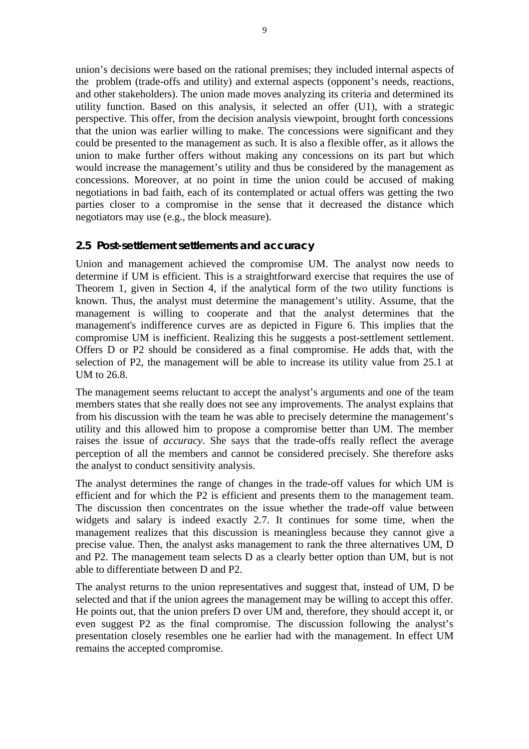union's decisions were based on the rational premises; they included internal aspects of the problem (trade-offs and utility) and external aspects (opponent's needs, reactions, and other stakeholders). The union made moves analyzing its criteria and determined its utility function. Based on this analysis, it selected an offer (U1), with a strategic perspective. This offer, from the decision analysis viewpoint, brought forth concessions that the union was earlier willing to make. The concessions were significant and they could be presented to the management as such. It is also a flexible offer, as it allows the union to make further offers without making any concessions on its part but which would increase the management's utility and thus be considered by the management as concessions. Moreover, at no point in time the union could be accused of making negotiations in bad faith, each of its contemplated or actual offers was getting the two parties closer to a compromise in the sense that it decreased the distance which negotiators may use (e.g., the block measure).

### 2.5 Post-settlement settlements and accuracy

Union and management achieved the compromise UM. The analyst now needs to determine if UM is efficient. This is a straightforward exercise that requires the use of Theorem 1, given in Section 4, if the analytical form of the two utility functions is known. Thus, the analyst must determine the management's utility. Assume, that the management is willing to cooperate and that the analyst determines that the management's indifference curves are as depicted in Figure 6. This implies that the compromise UM is inefficient. Realizing this he suggests a post-settlement settlement. Offers D or P2 should be considered as a final compromise. He adds that, with the selection of P2, the management will be able to increase its utility value from 25.1 at UM to 26.8.

The management seems reluctant to accept the analyst's arguments and one of the team members states that she really does not see any improvements. The analyst explains that from his discussion with the team he was able to precisely determine the management's utility and this allowed him to propose a compromise better than UM. The member raises the issue of *accuracy*. She says that the trade-offs really reflect the average perception of all the members and cannot be considered precisely. She therefore asks the analyst to conduct sensitivity analysis.

The analyst determines the range of changes in the trade-off values for which UM is efficient and for which the P2 is efficient and presents them to the management team. The discussion then concentrates on the issue whether the trade-off value between widgets and salary is indeed exactly 2.7. It continues for some time, when the management realizes that this discussion is meaningless because they cannot give a precise value. Then, the analyst asks management to rank the three alternatives UM, D and P2. The management team selects D as a clearly better option than UM, but is not able to differentiate between D and P2.

The analyst returns to the union representatives and suggest that, instead of UM, D be selected and that if the union agrees the management may be willing to accept this offer. He points out, that the union prefers D over UM and, therefore, they should accept it, or even suggest P2 as the final compromise. The discussion following the analyst's presentation closely resembles one he earlier had with the management. In effect UM remains the accepted compromise.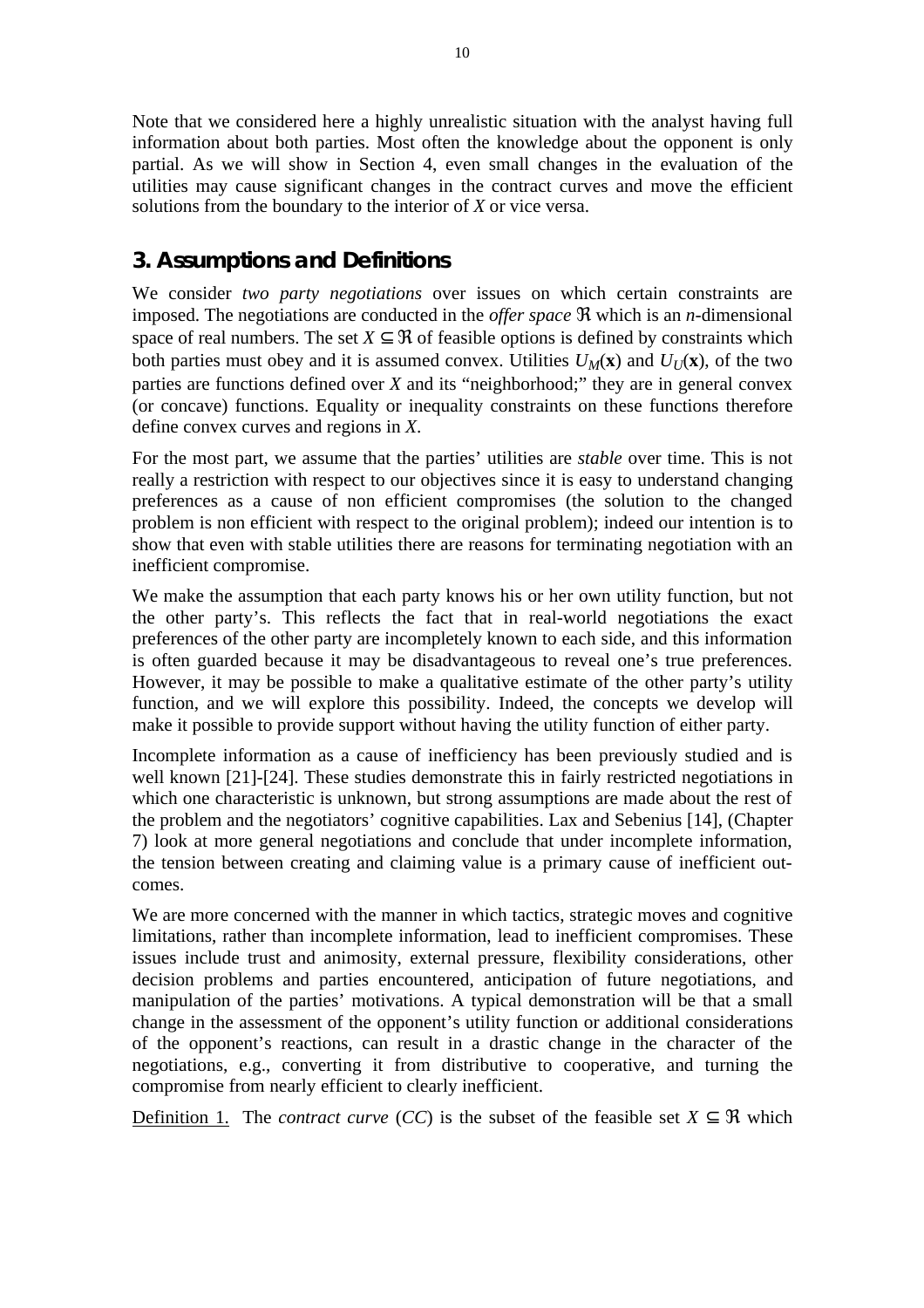Note that we considered here a highly unrealistic situation with the analyst having full information about both parties. Most often the knowledge about the opponent is only partial. As we will show in Section 4, even small changes in the evaluation of the utilities may cause significant changes in the contract curves and move the efficient solutions from the boundary to the interior of $X$ or vice versa.

## 3. Assumptions and Definitions

We consider *two party negotiations* over issues on which certain constraints are imposed. The negotiations are conducted in the *offer space* $\mathfrak{R}$ which is an $n$-dimensional space of real numbers. The set $X \subseteq \mathfrak{R}$ of feasible options is defined by constraints which both parties must obey and it is assumed convex. Utilities $U_M(\mathbf{x})$ and $U_U(\mathbf{x})$, of the two parties are functions defined over $X$ and its "neighborhood;" they are in general convex (or concave) functions. Equality or inequality constraints on these functions therefore define convex curves and regions in $X$.

For the most part, we assume that the parties' utilities are *stable* over time. This is not really a restriction with respect to our objectives since it is easy to understand changing preferences as a cause of non efficient compromises (the solution to the changed problem is non efficient with respect to the original problem); indeed our intention is to show that even with stable utilities there are reasons for terminating negotiation with an inefficient compromise.

We make the assumption that each party knows his or her own utility function, but not the other party's. This reflects the fact that in real-world negotiations the exact preferences of the other party are incompletely known to each side, and this information is often guarded because it may be disadvantageous to reveal one's true preferences. However, it may be possible to make a qualitative estimate of the other party's utility function, and we will explore this possibility. Indeed, the concepts we develop will make it possible to provide support without having the utility function of either party.

Incomplete information as a cause of inefficiency has been previously studied and is well known [21]-[24]. These studies demonstrate this in fairly restricted negotiations in which one characteristic is unknown, but strong assumptions are made about the rest of the problem and the negotiators' cognitive capabilities. Lax and Sebenius [14], (Chapter 7) look at more general negotiations and conclude that under incomplete information, the tension between creating and claiming value is a primary cause of inefficient outcomes.

We are more concerned with the manner in which tactics, strategic moves and cognitive limitations, rather than incomplete information, lead to inefficient compromises. These issues include trust and animosity, external pressure, flexibility considerations, other decision problems and parties encountered, anticipation of future negotiations, and manipulation of the parties' motivations. A typical demonstration will be that a small change in the assessment of the opponent's utility function or additional considerations of the opponent's reactions, can result in a drastic change in the character of the negotiations, e.g., converting it from distributive to cooperative, and turning the compromise from nearly efficient to clearly inefficient.

<u>Definition 1.</u> The *contract curve* (*CC*) is the subset of the feasible set $X \subseteq \mathfrak{R}$ which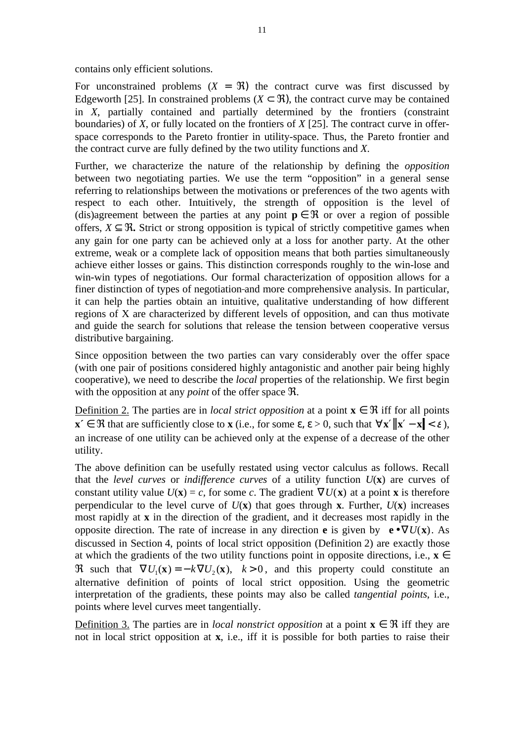contains only efficient solutions.

For unconstrained problems ($X = \Re$) the contract curve was first discussed by Edgeworth [25]. In constrained problems ($X \subset \Re$), the contract curve may be contained in $X$, partially contained and partially determined by the frontiers (constraint boundaries) of $X$, or fully located on the frontiers of $X$ [25]. The contract curve in offer-space corresponds to the Pareto frontier in utility-space. Thus, the Pareto frontier and the contract curve are fully defined by the two utility functions and $X$.

Further, we characterize the nature of the relationship by defining the *opposition* between two negotiating parties. We use the term "opposition" in a general sense referring to relationships between the motivations or preferences of the two agents with respect to each other. Intuitively, the strength of opposition is the level of (dis)agreement between the parties at any point $\mathbf{p} \in \Re$ or over a region of possible offers, $X \subseteq \Re$. Strict or strong opposition is typical of strictly competitive games when any gain for one party can be achieved only at a loss for another party. At the other extreme, weak or a complete lack of opposition means that both parties simultaneously achieve either losses or gains. This distinction corresponds roughly to the win-lose and win-win types of negotiations. Our formal characterization of opposition allows for a finer distinction of types of negotiation and more comprehensive analysis. In particular, it can help the parties obtain an intuitive, qualitative understanding of how different regions of X are characterized by different levels of opposition, and can thus motivate and guide the search for solutions that release the tension between cooperative versus distributive bargaining.

Since opposition between the two parties can vary considerably over the offer space (with one pair of positions considered highly antagonistic and another pair being highly cooperative), we need to describe the *local* properties of the relationship. We first begin with the opposition at any *point* of the offer space $\Re$.

<u>Definition 2.</u> The parties are in *local strict opposition* at a point $\mathbf{x} \in \Re$ iff for all points $\mathbf{x}' \in \Re$ that are sufficiently close to $\mathbf{x}$ (i.e., for some $\varepsilon$, $\varepsilon > 0$, such that $\forall \mathbf{x}' \|\mathbf{x}' - \mathbf{x}\| < \varepsilon$), an increase of one utility can be achieved only at the expense of a decrease of the other utility.

The above definition can be usefully restated using vector calculus as follows. Recall that the *level curves* or *indifference curves* of a utility function $U(\mathbf{x})$ are curves of constant utility value $U(\mathbf{x}) = c$, for some $c$. The gradient $\nabla U(\mathbf{x})$ at a point $\mathbf{x}$ is therefore perpendicular to the level curve of $U(\mathbf{x})$ that goes through $\mathbf{x}$. Further, $U(\mathbf{x})$ increases most rapidly at $\mathbf{x}$ in the direction of the gradient, and it decreases most rapidly in the opposite direction. The rate of increase in any direction $\mathbf{e}$ is given by $\mathbf{e} \bullet \nabla U(\mathbf{x})$. As discussed in Section 4, points of local strict opposition (Definition 2) are exactly those at which the gradients of the two utility functions point in opposite directions, i.e., $\mathbf{x} \in \Re$ such that $\nabla U_1(\mathbf{x}) = -k \nabla U_2(\mathbf{x}),\ \ k > 0$, and this property could constitute an alternative definition of points of local strict opposition. Using the geometric interpretation of the gradients, these points may also be called *tangential points*, i.e., points where level curves meet tangentially.

<u>Definition 3.</u> The parties are in *local nonstrict opposition* at a point $\mathbf{x} \in \Re$ iff they are not in local strict opposition at $\mathbf{x}$, i.e., iff it is possible for both parties to raise their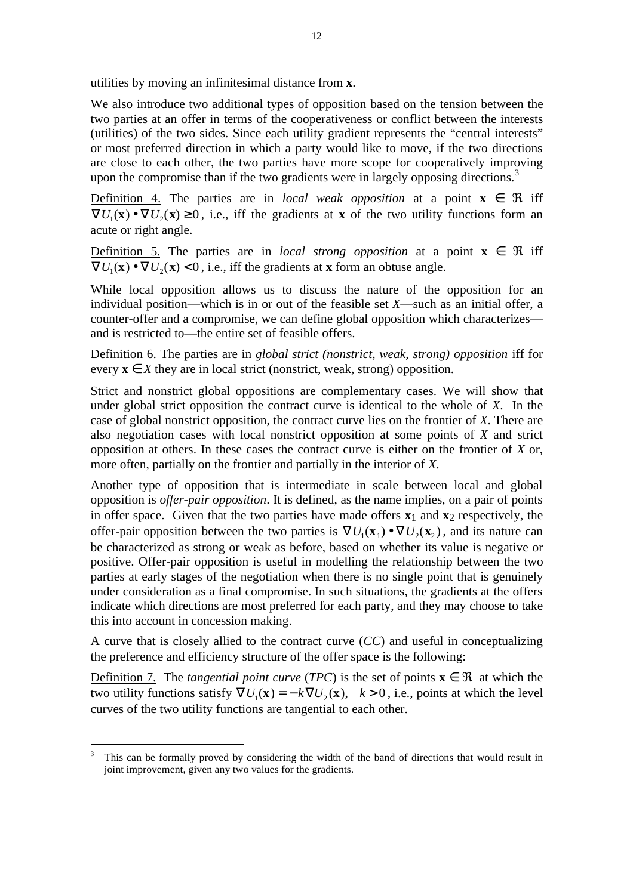utilities by moving an infinitesimal distance from $\mathbf{x}$.

We also introduce two additional types of opposition based on the tension between the two parties at an offer in terms of the cooperativeness or conflict between the interests (utilities) of the two sides. Since each utility gradient represents the "central interests" or most preferred direction in which a party would like to move, if the two directions are close to each other, the two parties have more scope for cooperatively improving upon the compromise than if the two gradients were in largely opposing directions.[3]

Definition 4. The parties are in *local weak opposition* at a point $\mathbf{x} \in \Re$ iff $\nabla U_1(\mathbf{x}) \bullet \nabla U_2(\mathbf{x}) \geq 0$, i.e., iff the gradients at $\mathbf{x}$ of the two utility functions form an acute or right angle.

Definition 5. The parties are in *local strong opposition* at a point $\mathbf{x} \in \Re$ iff $\nabla U_1(\mathbf{x}) \bullet \nabla U_2(\mathbf{x}) < 0$, i.e., iff the gradients at $\mathbf{x}$ form an obtuse angle.

While local opposition allows us to discuss the nature of the opposition for an individual position—which is in or out of the feasible set $X$—such as an initial offer, a counter-offer and a compromise, we can define global opposition which characterizes—and is restricted to—the entire set of feasible offers.

Definition 6. The parties are in *global strict (nonstrict, weak, strong) opposition* iff for every $\mathbf{x} \in X$ they are in local strict (nonstrict, weak, strong) opposition.

Strict and nonstrict global oppositions are complementary cases. We will show that under global strict opposition the contract curve is identical to the whole of $X$. In the case of global nonstrict opposition, the contract curve lies on the frontier of $X$. There are also negotiation cases with local nonstrict opposition at some points of $X$ and strict opposition at others. In these cases the contract curve is either on the frontier of $X$ or, more often, partially on the frontier and partially in the interior of $X$.

Another type of opposition that is intermediate in scale between local and global opposition is *offer-pair opposition*. It is defined, as the name implies, on a pair of points in offer space. Given that the two parties have made offers $\mathbf{x}_1$ and $\mathbf{x}_2$ respectively, the offer-pair opposition between the two parties is $\nabla U_1(\mathbf{x}_1) \bullet \nabla U_2(\mathbf{x}_2)$, and its nature can be characterized as strong or weak as before, based on whether its value is negative or positive. Offer-pair opposition is useful in modelling the relationship between the two parties at early stages of the negotiation when there is no single point that is genuinely under consideration as a final compromise. In such situations, the gradients at the offers indicate which directions are most preferred for each party, and they may choose to take this into account in concession making.

A curve that is closely allied to the contract curve (*CC*) and useful in conceptualizing the preference and efficiency structure of the offer space is the following:

Definition 7. The *tangential point curve* (*TPC*) is the set of points $\mathbf{x} \in \Re$ at which the two utility functions satisfy $\nabla U_1(\mathbf{x}) = -k \nabla U_2(\mathbf{x}), \quad k > 0$, i.e., points at which the level curves of the two utility functions are tangential to each other.

---

[3] This can be formally proved by considering the width of the band of directions that would result in joint improvement, given any two values for the gradients.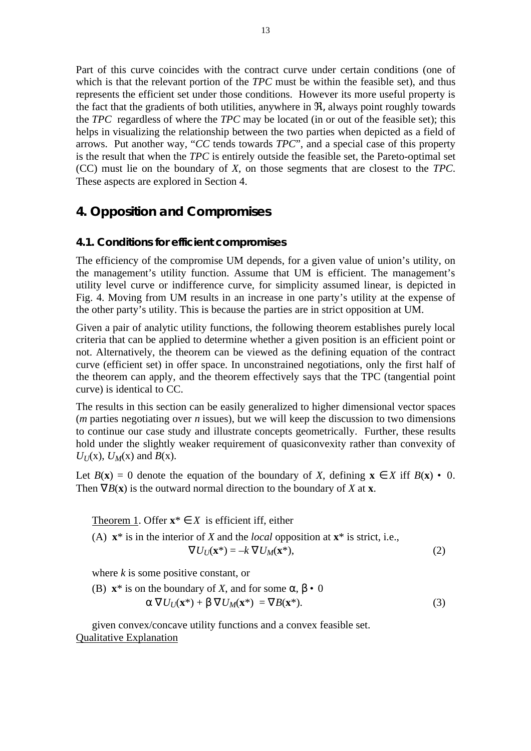Part of this curve coincides with the contract curve under certain conditions (one of which is that the relevant portion of the *TPC* must be within the feasible set), and thus represents the efficient set under those conditions. However its more useful property is the fact that the gradients of both utilities, anywhere in $\Re$, always point roughly towards the *TPC* regardless of where the *TPC* may be located (in or out of the feasible set); this helps in visualizing the relationship between the two parties when depicted as a field of arrows. Put another way, "*CC* tends towards *TPC*", and a special case of this property is the result that when the *TPC* is entirely outside the feasible set, the Pareto-optimal set (CC) must lie on the boundary of *X*, on those segments that are closest to the *TPC*. These aspects are explored in Section 4.

## 4. Opposition and Compromises

### 4.1. Conditions for efficient compromises

The efficiency of the compromise UM depends, for a given value of union's utility, on the management's utility function. Assume that UM is efficient. The management's utility level curve or indifference curve, for simplicity assumed linear, is depicted in Fig. 4. Moving from UM results in an increase in one party's utility at the expense of the other party's utility. This is because the parties are in strict opposition at UM.

Given a pair of analytic utility functions, the following theorem establishes purely local criteria that can be applied to determine whether a given position is an efficient point or not. Alternatively, the theorem can be viewed as the defining equation of the contract curve (efficient set) in offer space. In unconstrained negotiations, only the first half of the theorem can apply, and the theorem effectively says that the TPC (tangential point curve) is identical to CC.

The results in this section can be easily generalized to higher dimensional vector spaces (*m* parties negotiating over *n* issues), but we will keep the discussion to two dimensions to continue our case study and illustrate concepts geometrically. Further, these results hold under the slightly weaker requirement of quasiconvexity rather than convexity of $U_U(x)$, $U_M(x)$ and $B(x)$.

Let $B(\mathbf{x}) = 0$ denote the equation of the boundary of *X*, defining $\mathbf{x} \in X$ iff $B(\mathbf{x}) \leq 0$. Then $\nabla B(\mathbf{x})$ is the outward normal direction to the boundary of *X* at $\mathbf{x}$.

Theorem 1. Offer $\mathbf{x}^* \in X$ is efficient iff, either

(A) $\mathbf{x}^*$ is in the interior of *X* and the *local* opposition at $\mathbf{x}^*$ is strict, i.e.,

$$\nabla U_U(\mathbf{x}^*) = -k\, \nabla U_M(\mathbf{x}^*), \tag{2}$$

where *k* is some positive constant, or

(B) $\mathbf{x}^*$ is on the boundary of *X*, and for some $\alpha, \beta \geq 0$

$$\alpha\, \nabla U_U(\mathbf{x}^*) + \beta\, \nabla U_M(\mathbf{x}^*) = \nabla B(\mathbf{x}^*). \tag{3}$$

given convex/concave utility functions and a convex feasible set.

Qualitative Explanation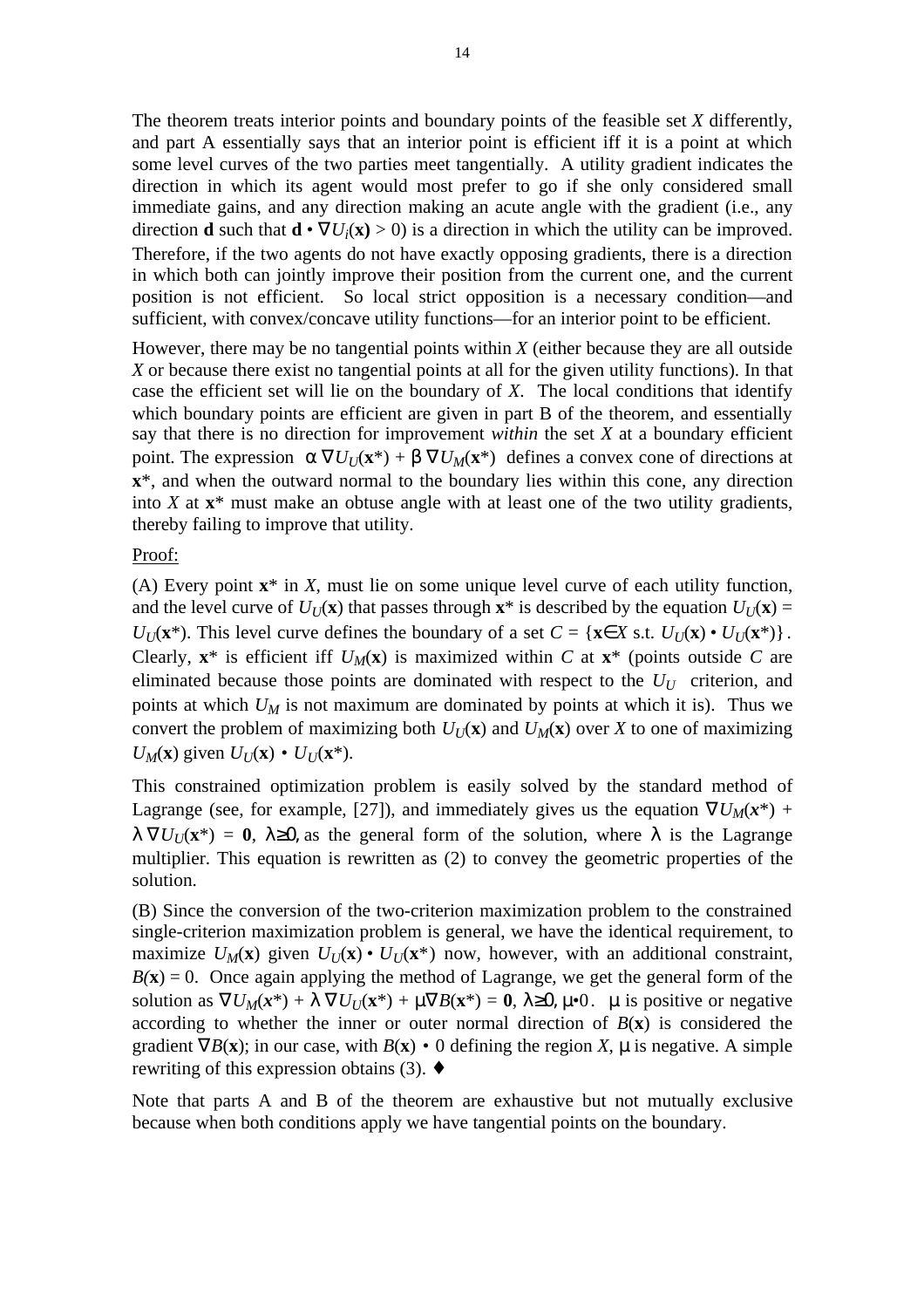The theorem treats interior points and boundary points of the feasible set $X$ differently, and part A essentially says that an interior point is efficient iff it is a point at which some level curves of the two parties meet tangentially. A utility gradient indicates the direction in which its agent would most prefer to go if she only considered small immediate gains, and any direction making an acute angle with the gradient (i.e., any direction $\mathbf{d}$ such that $\mathbf{d} \bullet \nabla U_i(\mathbf{x}) > 0$) is a direction in which the utility can be improved. Therefore, if the two agents do not have exactly opposing gradients, there is a direction in which both can jointly improve their position from the current one, and the current position is not efficient. So local strict opposition is a necessary condition—and sufficient, with convex/concave utility functions—for an interior point to be efficient.

However, there may be no tangential points within $X$ (either because they are all outside $X$ or because there exist no tangential points at all for the given utility functions). In that case the efficient set will lie on the boundary of $X$. The local conditions that identify which boundary points are efficient are given in part B of the theorem, and essentially say that there is no direction for improvement *within* the set $X$ at a boundary efficient point. The expression $\alpha \nabla U_U(\mathbf{x}^*) + \beta \nabla U_M(\mathbf{x}^*)$ defines a convex cone of directions at $\mathbf{x}^*$, and when the outward normal to the boundary lies within this cone, any direction into $X$ at $\mathbf{x}^*$ must make an obtuse angle with at least one of the two utility gradients, thereby failing to improve that utility.

<u>Proof:</u>

(A) Every point $\mathbf{x}^*$ in $X$, must lie on some unique level curve of each utility function, and the level curve of $U_U(\mathbf{x})$ that passes through $\mathbf{x}^*$ is described by the equation $U_U(\mathbf{x}) = U_U(\mathbf{x}^*)$. This level curve defines the boundary of a set $C = \{\mathbf{x} \in X \text{ s.t. } U_U(\mathbf{x}) \bullet U_U(\mathbf{x}^*)\}$. Clearly, $\mathbf{x}^*$ is efficient iff $U_M(\mathbf{x})$ is maximized within $C$ at $\mathbf{x}^*$ (points outside $C$ are eliminated because those points are dominated with respect to the $U_U$ criterion, and points at which $U_M$ is not maximum are dominated by points at which it is). Thus we convert the problem of maximizing both $U_U(\mathbf{x})$ and $U_M(\mathbf{x})$ over $X$ to one of maximizing $U_M(\mathbf{x})$ given $U_U(\mathbf{x}) \bullet U_U(\mathbf{x}^*)$.

This constrained optimization problem is easily solved by the standard method of Lagrange (see, for example, [27]), and immediately gives us the equation $\nabla U_M(x^*) + \lambda \nabla U_U(\mathbf{x}^*) = \mathbf{0}$, $\lambda \geq 0$, as the general form of the solution, where $\lambda$ is the Lagrange multiplier. This equation is rewritten as (2) to convey the geometric properties of the solution.

(B) Since the conversion of the two-criterion maximization problem to the constrained single-criterion maximization problem is general, we have the identical requirement, to maximize $U_M(\mathbf{x})$ given $U_U(\mathbf{x}) \bullet U_U(\mathbf{x}^*)$ now, however, with an additional constraint, $B(\mathbf{x}) = 0$. Once again applying the method of Lagrange, we get the general form of the solution as $\nabla U_M(x^*) + \lambda \nabla U_U(\mathbf{x}^*) + \mu \nabla B(\mathbf{x}^*) = \mathbf{0}$, $\lambda \geq 0$, $\mu \bullet 0$. $\mu$ is positive or negative according to whether the inner or outer normal direction of $B(\mathbf{x})$ is considered the gradient $\nabla B(\mathbf{x})$; in our case, with $B(\mathbf{x}) \bullet 0$ defining the region $X$, $\mu$ is negative. A simple rewriting of this expression obtains (3). ♦

Note that parts A and B of the theorem are exhaustive but not mutually exclusive because when both conditions apply we have tangential points on the boundary.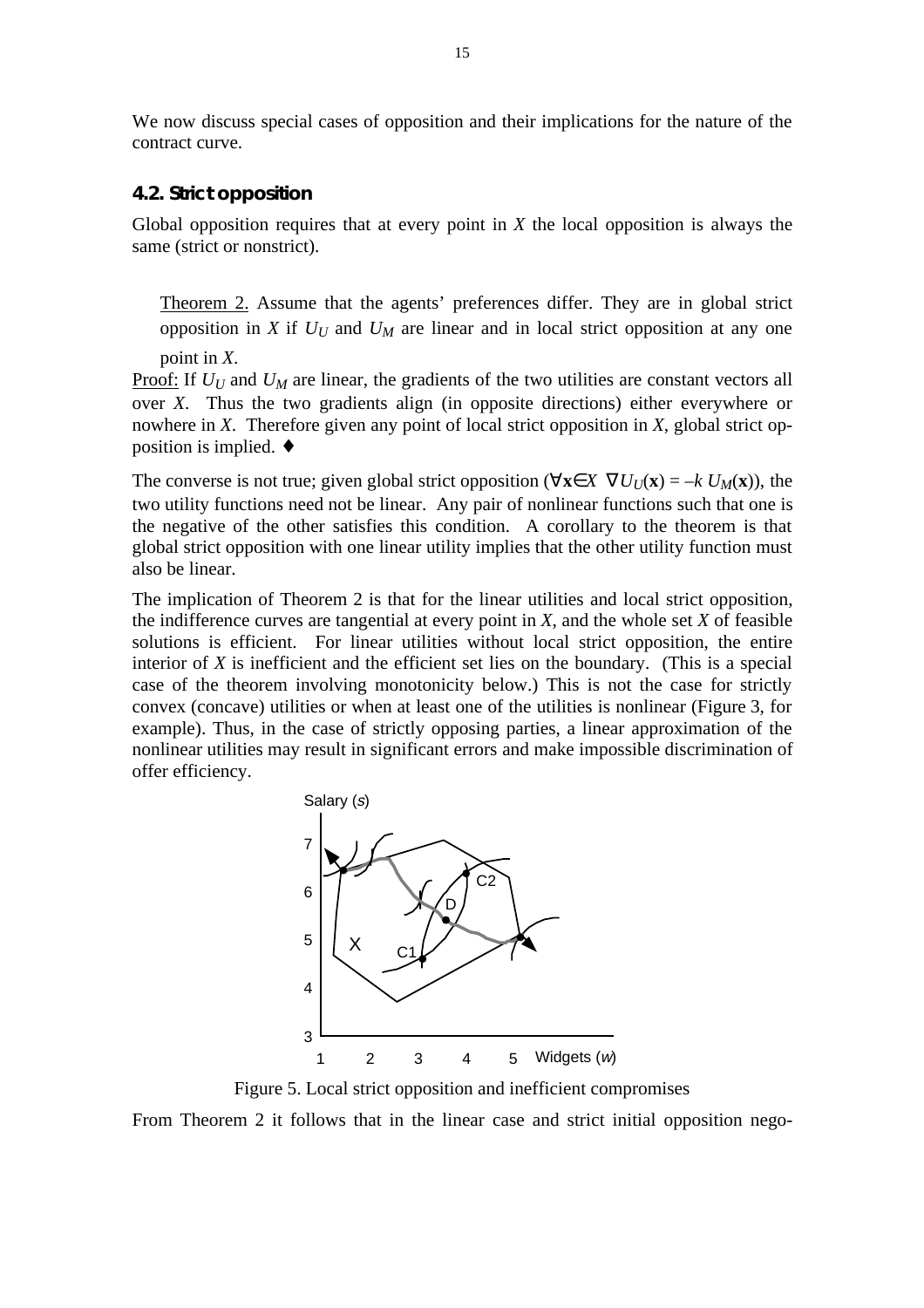We now discuss special cases of opposition and their implications for the nature of the contract curve.

### 4.2. Strict opposition

Global opposition requires that at every point in $X$ the local opposition is always the same (strict or nonstrict).

> Theorem 2. Assume that the agents' preferences differ. They are in global strict opposition in $X$ if $U_U$ and $U_M$ are linear and in local strict opposition at any one point in $X$.

Proof: If $U_U$ and $U_M$ are linear, the gradients of the two utilities are constant vectors all over $X$. Thus the two gradients align (in opposite directions) either everywhere or nowhere in $X$. Therefore given any point of local strict opposition in $X$, global strict opposition is implied. ♦

The converse is not true; given global strict opposition ($\forall \mathbf{x} \in X \ \nabla U_U(\mathbf{x}) = -k\, U_M(\mathbf{x})$), the two utility functions need not be linear. Any pair of nonlinear functions such that one is the negative of the other satisfies this condition. A corollary to the theorem is that global strict opposition with one linear utility implies that the other utility function must also be linear.

The implication of Theorem 2 is that for the linear utilities and local strict opposition, the indifference curves are tangential at every point in $X$, and the whole set $X$ of feasible solutions is efficient. For linear utilities without local strict opposition, the entire interior of $X$ is inefficient and the efficient set lies on the boundary. (This is a special case of the theorem involving monotonicity below.) This is not the case for strictly convex (concave) utilities or when at least one of the utilities is nonlinear (Figure 3, for example). Thus, in the case of strictly opposing parties, a linear approximation of the nonlinear utilities may result in significant errors and make impossible discrimination of offer efficiency.

Figure 5. Local strict opposition and inefficient compromises

From Theorem 2 it follows that in the linear case and strict initial opposition nego-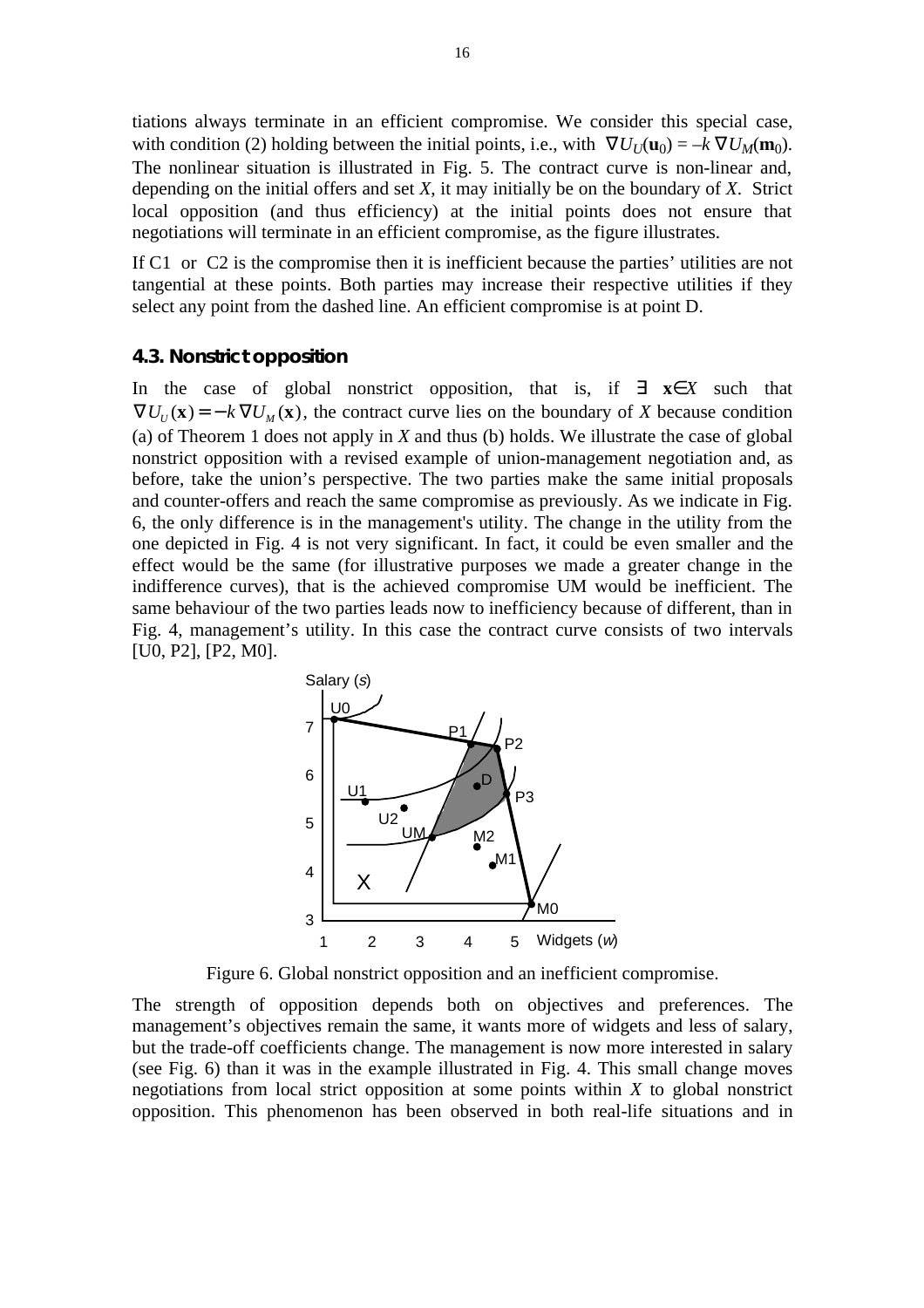tiations always terminate in an efficient compromise. We consider this special case, with condition (2) holding between the initial points, i.e., with $\nabla U_U(\mathbf{u}_0) = -k \nabla U_M(\mathbf{m}_0)$. The nonlinear situation is illustrated in Fig. 5. The contract curve is non-linear and, depending on the initial offers and set *X*, it may initially be on the boundary of *X*. Strict local opposition (and thus efficiency) at the initial points does not ensure that negotiations will terminate in an efficient compromise, as the figure illustrates.

If C1 or C2 is the compromise then it is inefficient because the parties' utilities are not tangential at these points. Both parties may increase their respective utilities if they select any point from the dashed line. An efficient compromise is at point D.

### 4.3. Nonstrict opposition

In the case of global nonstrict opposition, that is, if $\exists\ \mathbf{x}\in X$ such that $\nabla U_U(\mathbf{x}) = -k\nabla U_M(\mathbf{x})$, the contract curve lies on the boundary of *X* because condition (a) of Theorem 1 does not apply in *X* and thus (b) holds. We illustrate the case of global nonstrict opposition with a revised example of union-management negotiation and, as before, take the union's perspective. The two parties make the same initial proposals and counter-offers and reach the same compromise as previously. As we indicate in Fig. 6, the only difference is in the management's utility. The change in the utility from the one depicted in Fig. 4 is not very significant. In fact, it could be even smaller and the effect would be the same (for illustrative purposes we made a greater change in the indifference curves), that is the achieved compromise UM would be inefficient. The same behaviour of the two parties leads now to inefficiency because of different, than in Fig. 4, management's utility. In this case the contract curve consists of two intervals [U0, P2], [P2, M0].

Figure 6. Global nonstrict opposition and an inefficient compromise.

The strength of opposition depends both on objectives and preferences. The management's objectives remain the same, it wants more of widgets and less of salary, but the trade-off coefficients change. The management is now more interested in salary (see Fig. 6) than it was in the example illustrated in Fig. 4. This small change moves negotiations from local strict opposition at some points within *X* to global nonstrict opposition. This phenomenon has been observed in both real-life situations and in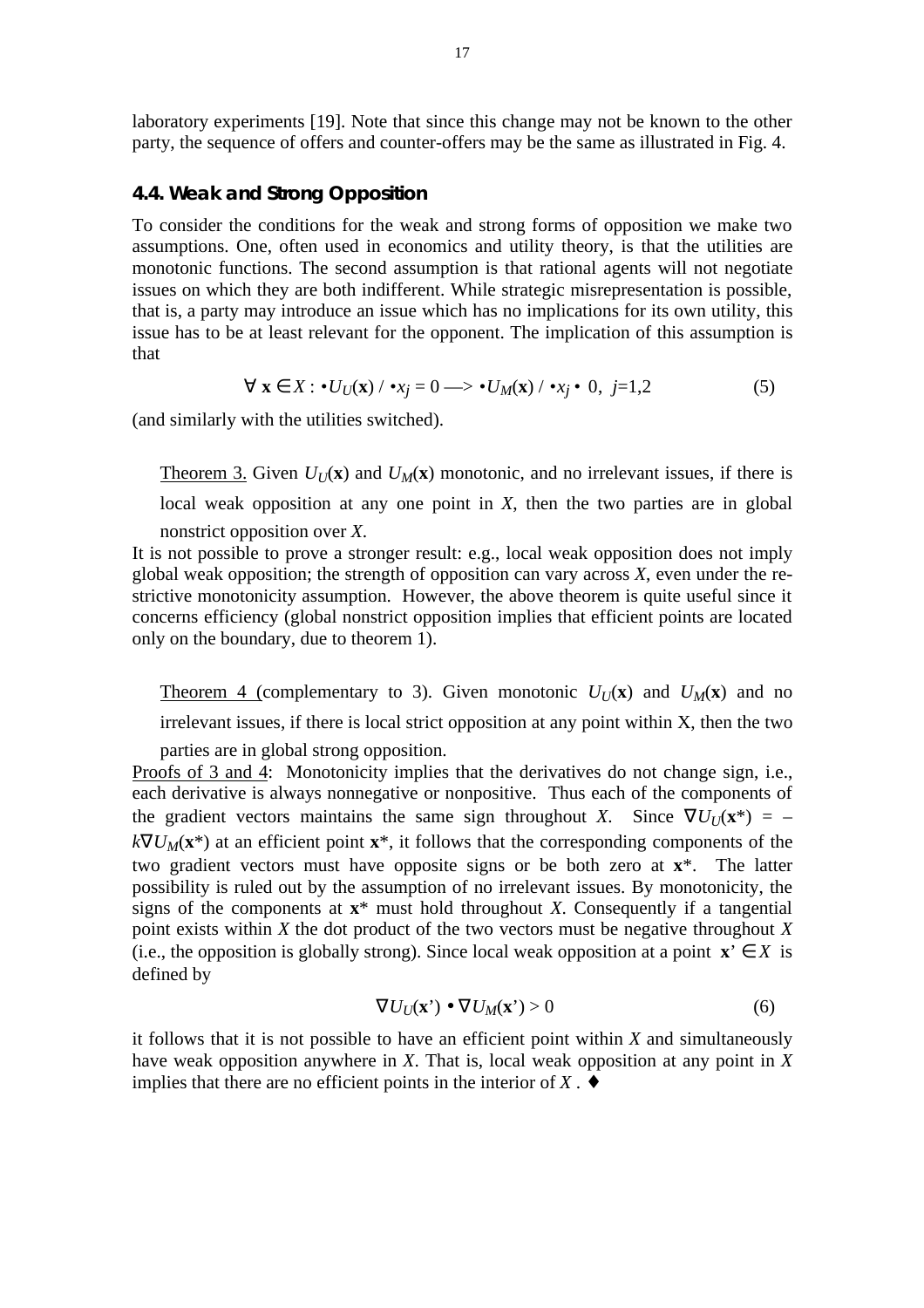laboratory experiments [19]. Note that since this change may not be known to the other party, the sequence of offers and counter-offers may be the same as illustrated in Fig. 4.

### 4.4. Weak and Strong Opposition

To consider the conditions for the weak and strong forms of opposition we make two assumptions. One, often used in economics and utility theory, is that the utilities are monotonic functions. The second assumption is that rational agents will not negotiate issues on which they are both indifferent. While strategic misrepresentation is possible, that is, a party may introduce an issue which has no implications for its own utility, this issue has to be at least relevant for the opponent. The implication of this assumption is that

$$\forall \mathbf{x} \in X : \partial U_U(\mathbf{x}) / \partial x_j = 0 \longrightarrow \partial U_M(\mathbf{x}) / \partial x_j \neq 0, \; j=1,2 \qquad (5)$$

(and similarly with the utilities switched).

> Theorem 3. Given $U_U(\mathbf{x})$ and $U_M(\mathbf{x})$ monotonic, and no irrelevant issues, if there is local weak opposition at any one point in $X$, then the two parties are in global nonstrict opposition over $X$.

It is not possible to prove a stronger result: e.g., local weak opposition does not imply global weak opposition; the strength of opposition can vary across $X$, even under the restrictive monotonicity assumption. However, the above theorem is quite useful since it concerns efficiency (global nonstrict opposition implies that efficient points are located only on the boundary, due to theorem 1).

> Theorem 4 (complementary to 3). Given monotonic $U_U(\mathbf{x})$ and $U_M(\mathbf{x})$ and no irrelevant issues, if there is local strict opposition at any point within X, then the two parties are in global strong opposition.

Proofs of 3 and 4: Monotonicity implies that the derivatives do not change sign, i.e., each derivative is always nonnegative or nonpositive. Thus each of the components of the gradient vectors maintains the same sign throughout $X$. Since $\nabla U_U(\mathbf{x}^*) = -k\nabla U_M(\mathbf{x}^*)$ at an efficient point $\mathbf{x}^*$, it follows that the corresponding components of the two gradient vectors must have opposite signs or be both zero at $\mathbf{x}^*$. The latter possibility is ruled out by the assumption of no irrelevant issues. By monotonicity, the signs of the components at $\mathbf{x}^*$ must hold throughout $X$. Consequently if a tangential point exists within $X$ the dot product of the two vectors must be negative throughout $X$ (i.e., the opposition is globally strong). Since local weak opposition at a point $\mathbf{x}' \in X$ is defined by

$$\nabla U_U(\mathbf{x}') \bullet \nabla U_M(\mathbf{x}') > 0 \qquad (6)$$

it follows that it is not possible to have an efficient point within $X$ and simultaneously have weak opposition anywhere in $X$. That is, local weak opposition at any point in $X$ implies that there are no efficient points in the interior of $X$ . ♦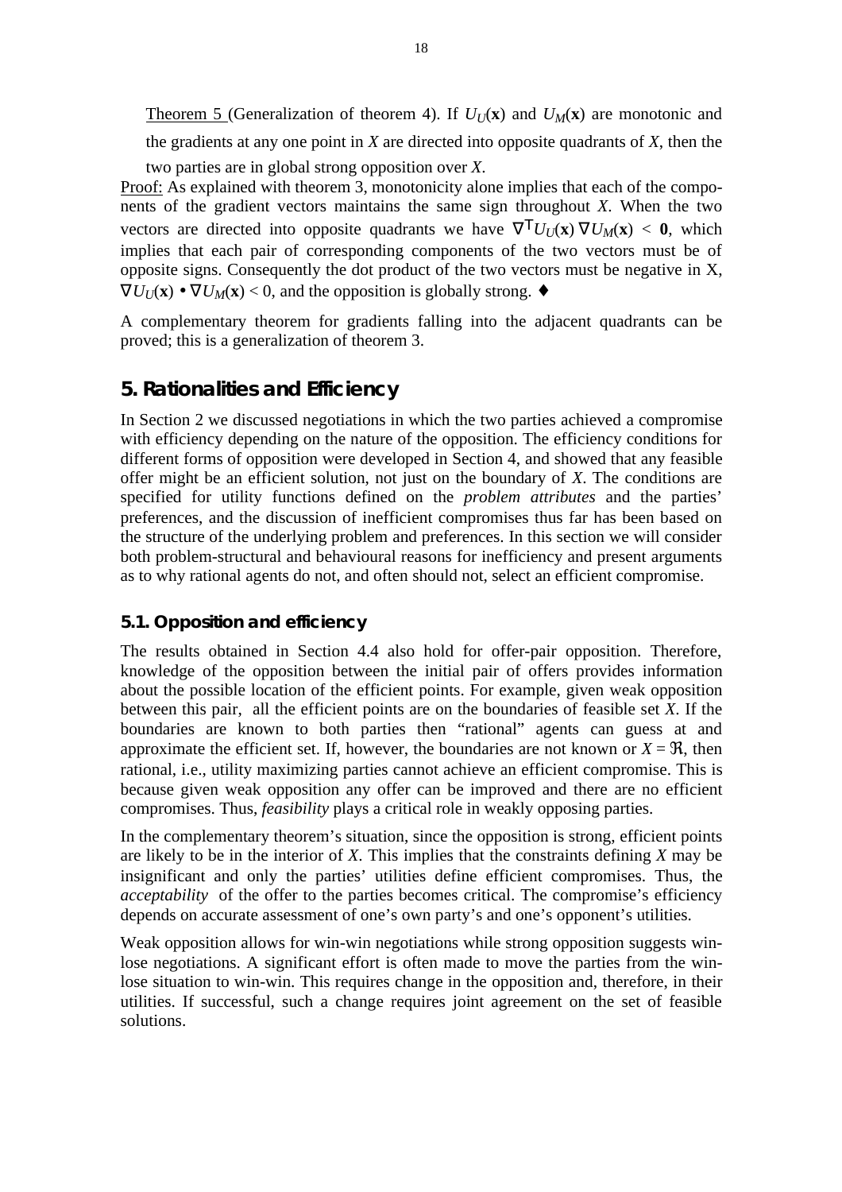Theorem 5 (Generalization of theorem 4). If $U_U(\mathbf{x})$ and $U_M(\mathbf{x})$ are monotonic and the gradients at any one point in $X$ are directed into opposite quadrants of $X$, then the two parties are in global strong opposition over $X$.

Proof: As explained with theorem 3, monotonicity alone implies that each of the components of the gradient vectors maintains the same sign throughout $X$. When the two vectors are directed into opposite quadrants we have $\nabla^{\mathsf{T}} U_U(\mathbf{x})\, \nabla U_M(\mathbf{x}) < \mathbf{0}$, which implies that each pair of corresponding components of the two vectors must be of opposite signs. Consequently the dot product of the two vectors must be negative in X, $\nabla U_U(\mathbf{x}) \bullet \nabla U_M(\mathbf{x}) < 0$, and the opposition is globally strong. ♦

A complementary theorem for gradients falling into the adjacent quadrants can be proved; this is a generalization of theorem 3.

## 5. Rationalities and Efficiency

In Section 2 we discussed negotiations in which the two parties achieved a compromise with efficiency depending on the nature of the opposition. The efficiency conditions for different forms of opposition were developed in Section 4, and showed that any feasible offer might be an efficient solution, not just on the boundary of $X$. The conditions are specified for utility functions defined on the *problem attributes* and the parties' preferences, and the discussion of inefficient compromises thus far has been based on the structure of the underlying problem and preferences. In this section we will consider both problem-structural and behavioural reasons for inefficiency and present arguments as to why rational agents do not, and often should not, select an efficient compromise.

### 5.1. Opposition and efficiency

The results obtained in Section 4.4 also hold for offer-pair opposition. Therefore, knowledge of the opposition between the initial pair of offers provides information about the possible location of the efficient points. For example, given weak opposition between this pair, all the efficient points are on the boundaries of feasible set $X$. If the boundaries are known to both parties then "rational" agents can guess at and approximate the efficient set. If, however, the boundaries are not known or $X = \Re$, then rational, i.e., utility maximizing parties cannot achieve an efficient compromise. This is because given weak opposition any offer can be improved and there are no efficient compromises. Thus, *feasibility* plays a critical role in weakly opposing parties.

In the complementary theorem's situation, since the opposition is strong, efficient points are likely to be in the interior of $X$. This implies that the constraints defining $X$ may be insignificant and only the parties' utilities define efficient compromises. Thus, the *acceptability* of the offer to the parties becomes critical. The compromise's efficiency depends on accurate assessment of one's own party's and one's opponent's utilities.

Weak opposition allows for win-win negotiations while strong opposition suggests win-lose negotiations. A significant effort is often made to move the parties from the win-lose situation to win-win. This requires change in the opposition and, therefore, in their utilities. If successful, such a change requires joint agreement on the set of feasible solutions.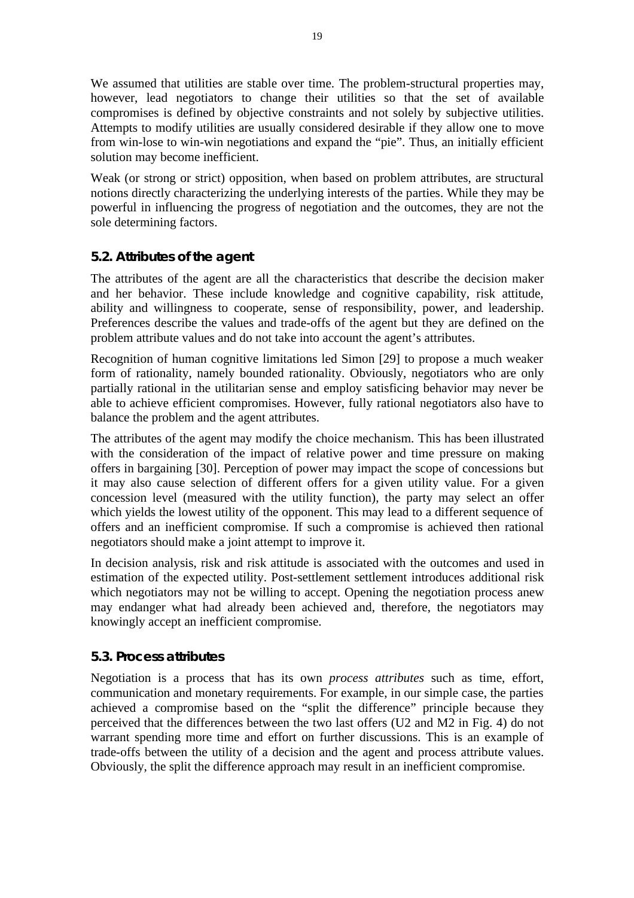We assumed that utilities are stable over time. The problem-structural properties may, however, lead negotiators to change their utilities so that the set of available compromises is defined by objective constraints and not solely by subjective utilities. Attempts to modify utilities are usually considered desirable if they allow one to move from win-lose to win-win negotiations and expand the "pie". Thus, an initially efficient solution may become inefficient.

Weak (or strong or strict) opposition, when based on problem attributes, are structural notions directly characterizing the underlying interests of the parties. While they may be powerful in influencing the progress of negotiation and the outcomes, they are not the sole determining factors.

### 5.2. Attributes of the agent

The attributes of the agent are all the characteristics that describe the decision maker and her behavior. These include knowledge and cognitive capability, risk attitude, ability and willingness to cooperate, sense of responsibility, power, and leadership. Preferences describe the values and trade-offs of the agent but they are defined on the problem attribute values and do not take into account the agent's attributes.

Recognition of human cognitive limitations led Simon [29] to propose a much weaker form of rationality, namely bounded rationality. Obviously, negotiators who are only partially rational in the utilitarian sense and employ satisficing behavior may never be able to achieve efficient compromises. However, fully rational negotiators also have to balance the problem and the agent attributes.

The attributes of the agent may modify the choice mechanism. This has been illustrated with the consideration of the impact of relative power and time pressure on making offers in bargaining [30]. Perception of power may impact the scope of concessions but it may also cause selection of different offers for a given utility value. For a given concession level (measured with the utility function), the party may select an offer which yields the lowest utility of the opponent. This may lead to a different sequence of offers and an inefficient compromise. If such a compromise is achieved then rational negotiators should make a joint attempt to improve it.

In decision analysis, risk and risk attitude is associated with the outcomes and used in estimation of the expected utility. Post-settlement settlement introduces additional risk which negotiators may not be willing to accept. Opening the negotiation process anew may endanger what had already been achieved and, therefore, the negotiators may knowingly accept an inefficient compromise.

### 5.3. Process attributes

Negotiation is a process that has its own *process attributes* such as time, effort, communication and monetary requirements. For example, in our simple case, the parties achieved a compromise based on the "split the difference" principle because they perceived that the differences between the two last offers (U2 and M2 in Fig. 4) do not warrant spending more time and effort on further discussions. This is an example of trade-offs between the utility of a decision and the agent and process attribute values. Obviously, the split the difference approach may result in an inefficient compromise.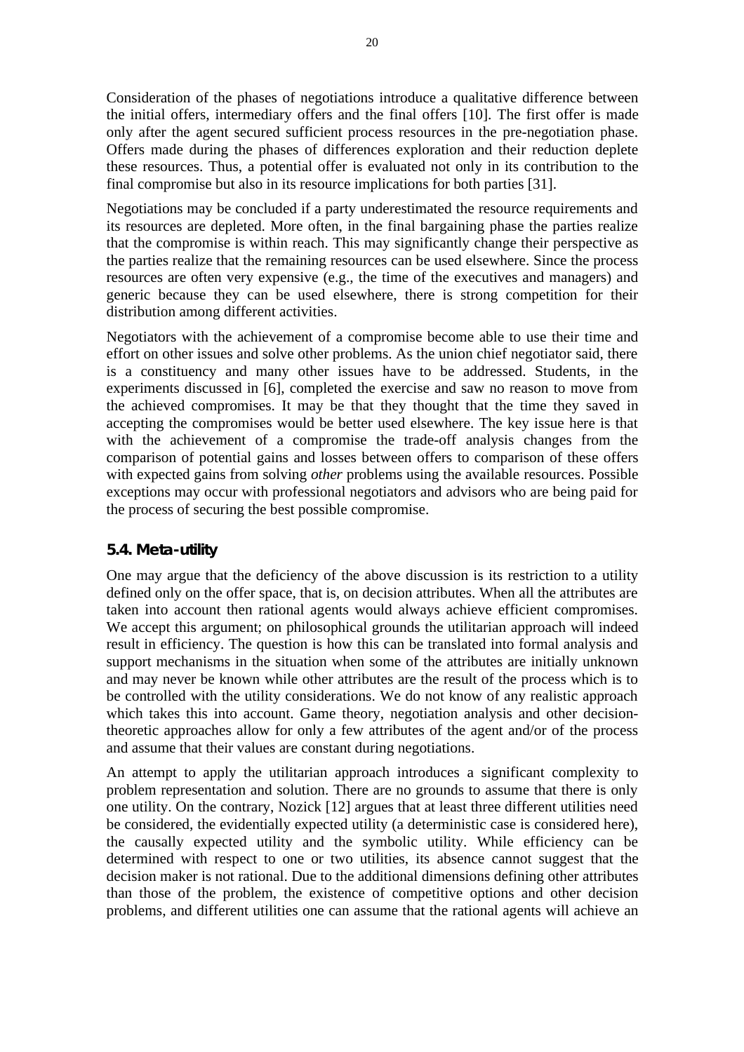Consideration of the phases of negotiations introduce a qualitative difference between the initial offers, intermediary offers and the final offers [10]. The first offer is made only after the agent secured sufficient process resources in the pre-negotiation phase. Offers made during the phases of differences exploration and their reduction deplete these resources. Thus, a potential offer is evaluated not only in its contribution to the final compromise but also in its resource implications for both parties [31].

Negotiations may be concluded if a party underestimated the resource requirements and its resources are depleted. More often, in the final bargaining phase the parties realize that the compromise is within reach. This may significantly change their perspective as the parties realize that the remaining resources can be used elsewhere. Since the process resources are often very expensive (e.g., the time of the executives and managers) and generic because they can be used elsewhere, there is strong competition for their distribution among different activities.

Negotiators with the achievement of a compromise become able to use their time and effort on other issues and solve other problems. As the union chief negotiator said, there is a constituency and many other issues have to be addressed. Students, in the experiments discussed in [6], completed the exercise and saw no reason to move from the achieved compromises. It may be that they thought that the time they saved in accepting the compromises would be better used elsewhere. The key issue here is that with the achievement of a compromise the trade-off analysis changes from the comparison of potential gains and losses between offers to comparison of these offers with expected gains from solving *other* problems using the available resources. Possible exceptions may occur with professional negotiators and advisors who are being paid for the process of securing the best possible compromise.

### 5.4. Meta-utility

One may argue that the deficiency of the above discussion is its restriction to a utility defined only on the offer space, that is, on decision attributes. When all the attributes are taken into account then rational agents would always achieve efficient compromises. We accept this argument; on philosophical grounds the utilitarian approach will indeed result in efficiency. The question is how this can be translated into formal analysis and support mechanisms in the situation when some of the attributes are initially unknown and may never be known while other attributes are the result of the process which is to be controlled with the utility considerations. We do not know of any realistic approach which takes this into account. Game theory, negotiation analysis and other decision-theoretic approaches allow for only a few attributes of the agent and/or of the process and assume that their values are constant during negotiations.

An attempt to apply the utilitarian approach introduces a significant complexity to problem representation and solution. There are no grounds to assume that there is only one utility. On the contrary, Nozick [12] argues that at least three different utilities need be considered, the evidentially expected utility (a deterministic case is considered here), the causally expected utility and the symbolic utility. While efficiency can be determined with respect to one or two utilities, its absence cannot suggest that the decision maker is not rational. Due to the additional dimensions defining other attributes than those of the problem, the existence of competitive options and other decision problems, and different utilities one can assume that the rational agents will achieve an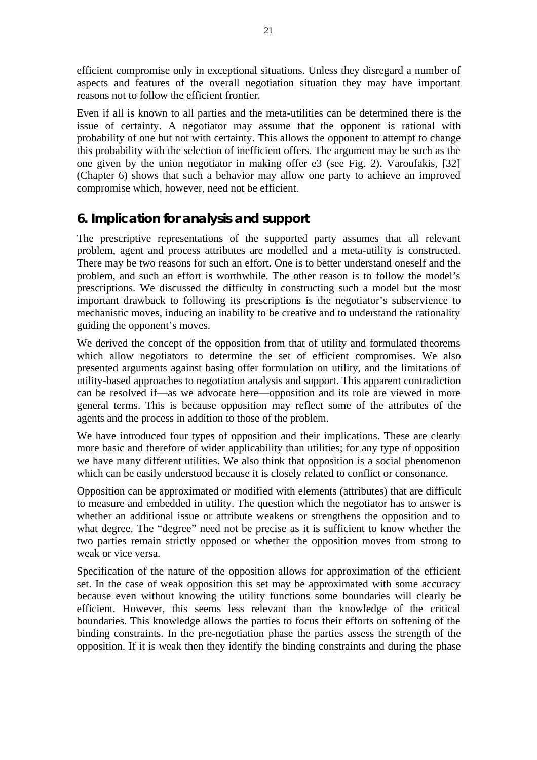efficient compromise only in exceptional situations. Unless they disregard a number of aspects and features of the overall negotiation situation they may have important reasons not to follow the efficient frontier.

Even if all is known to all parties and the meta-utilities can be determined there is the issue of certainty. A negotiator may assume that the opponent is rational with probability of one but not with certainty. This allows the opponent to attempt to change this probability with the selection of inefficient offers. The argument may be such as the one given by the union negotiator in making offer e3 (see Fig. 2). Varoufakis, [32] (Chapter 6) shows that such a behavior may allow one party to achieve an improved compromise which, however, need not be efficient.

## 6. Implication for analysis and support

The prescriptive representations of the supported party assumes that all relevant problem, agent and process attributes are modelled and a meta-utility is constructed. There may be two reasons for such an effort. One is to better understand oneself and the problem, and such an effort is worthwhile. The other reason is to follow the model's prescriptions. We discussed the difficulty in constructing such a model but the most important drawback to following its prescriptions is the negotiator's subservience to mechanistic moves, inducing an inability to be creative and to understand the rationality guiding the opponent's moves.

We derived the concept of the opposition from that of utility and formulated theorems which allow negotiators to determine the set of efficient compromises. We also presented arguments against basing offer formulation on utility, and the limitations of utility-based approaches to negotiation analysis and support. This apparent contradiction can be resolved if—as we advocate here—opposition and its role are viewed in more general terms. This is because opposition may reflect some of the attributes of the agents and the process in addition to those of the problem.

We have introduced four types of opposition and their implications. These are clearly more basic and therefore of wider applicability than utilities; for any type of opposition we have many different utilities. We also think that opposition is a social phenomenon which can be easily understood because it is closely related to conflict or consonance.

Opposition can be approximated or modified with elements (attributes) that are difficult to measure and embedded in utility. The question which the negotiator has to answer is whether an additional issue or attribute weakens or strengthens the opposition and to what degree. The "degree" need not be precise as it is sufficient to know whether the two parties remain strictly opposed or whether the opposition moves from strong to weak or vice versa.

Specification of the nature of the opposition allows for approximation of the efficient set. In the case of weak opposition this set may be approximated with some accuracy because even without knowing the utility functions some boundaries will clearly be efficient. However, this seems less relevant than the knowledge of the critical boundaries. This knowledge allows the parties to focus their efforts on softening of the binding constraints. In the pre-negotiation phase the parties assess the strength of the opposition. If it is weak then they identify the binding constraints and during the phase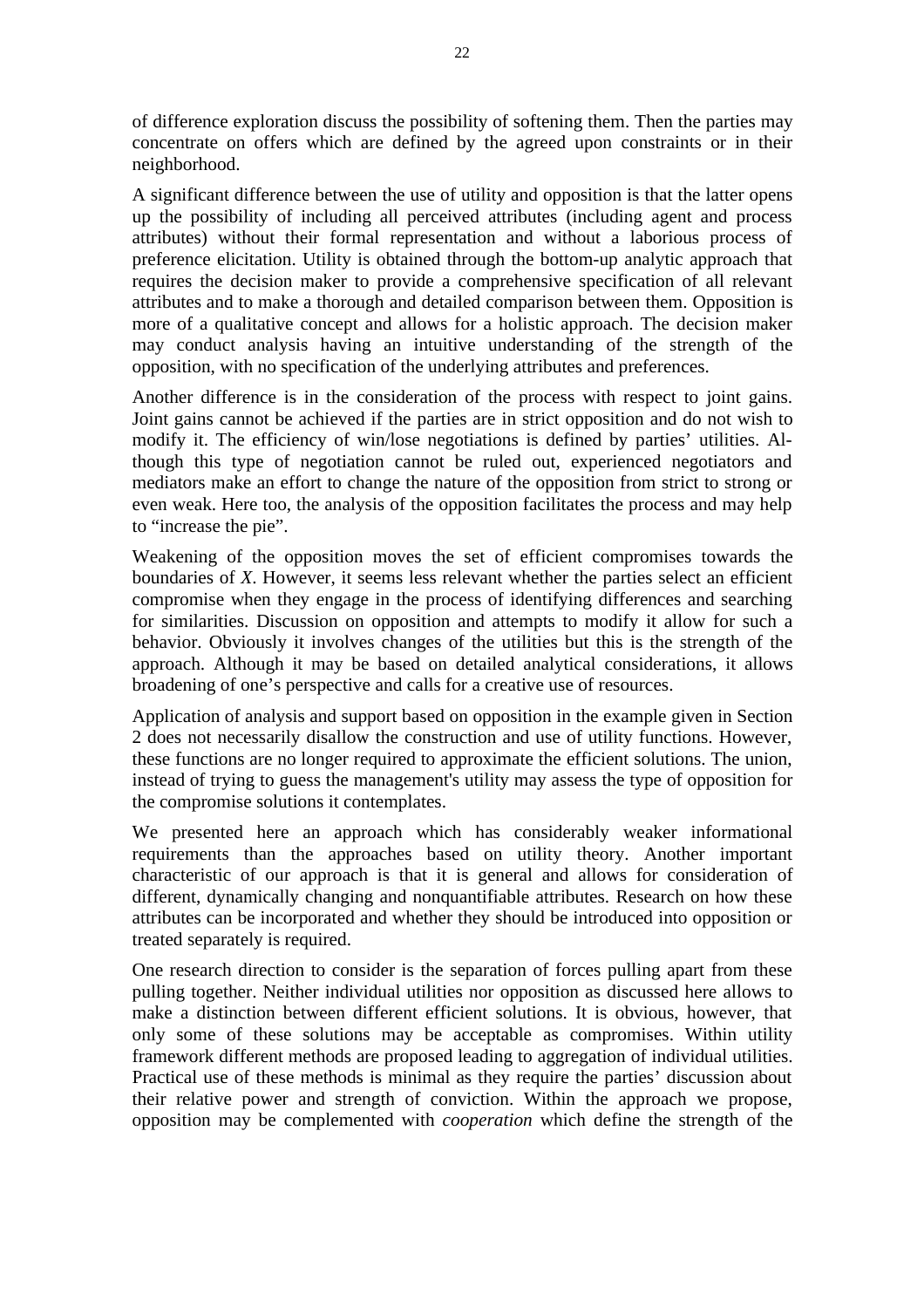of difference exploration discuss the possibility of softening them. Then the parties may concentrate on offers which are defined by the agreed upon constraints or in their neighborhood.

A significant difference between the use of utility and opposition is that the latter opens up the possibility of including all perceived attributes (including agent and process attributes) without their formal representation and without a laborious process of preference elicitation. Utility is obtained through the bottom-up analytic approach that requires the decision maker to provide a comprehensive specification of all relevant attributes and to make a thorough and detailed comparison between them. Opposition is more of a qualitative concept and allows for a holistic approach. The decision maker may conduct analysis having an intuitive understanding of the strength of the opposition, with no specification of the underlying attributes and preferences.

Another difference is in the consideration of the process with respect to joint gains. Joint gains cannot be achieved if the parties are in strict opposition and do not wish to modify it. The efficiency of win/lose negotiations is defined by parties' utilities. Although this type of negotiation cannot be ruled out, experienced negotiators and mediators make an effort to change the nature of the opposition from strict to strong or even weak. Here too, the analysis of the opposition facilitates the process and may help to "increase the pie".

Weakening of the opposition moves the set of efficient compromises towards the boundaries of $X$. However, it seems less relevant whether the parties select an efficient compromise when they engage in the process of identifying differences and searching for similarities. Discussion on opposition and attempts to modify it allow for such a behavior. Obviously it involves changes of the utilities but this is the strength of the approach. Although it may be based on detailed analytical considerations, it allows broadening of one's perspective and calls for a creative use of resources.

Application of analysis and support based on opposition in the example given in Section 2 does not necessarily disallow the construction and use of utility functions. However, these functions are no longer required to approximate the efficient solutions. The union, instead of trying to guess the management's utility may assess the type of opposition for the compromise solutions it contemplates.

We presented here an approach which has considerably weaker informational requirements than the approaches based on utility theory. Another important characteristic of our approach is that it is general and allows for consideration of different, dynamically changing and nonquantifiable attributes. Research on how these attributes can be incorporated and whether they should be introduced into opposition or treated separately is required.

One research direction to consider is the separation of forces pulling apart from these pulling together. Neither individual utilities nor opposition as discussed here allows to make a distinction between different efficient solutions. It is obvious, however, that only some of these solutions may be acceptable as compromises. Within utility framework different methods are proposed leading to aggregation of individual utilities. Practical use of these methods is minimal as they require the parties' discussion about their relative power and strength of conviction. Within the approach we propose, opposition may be complemented with *cooperation* which define the strength of the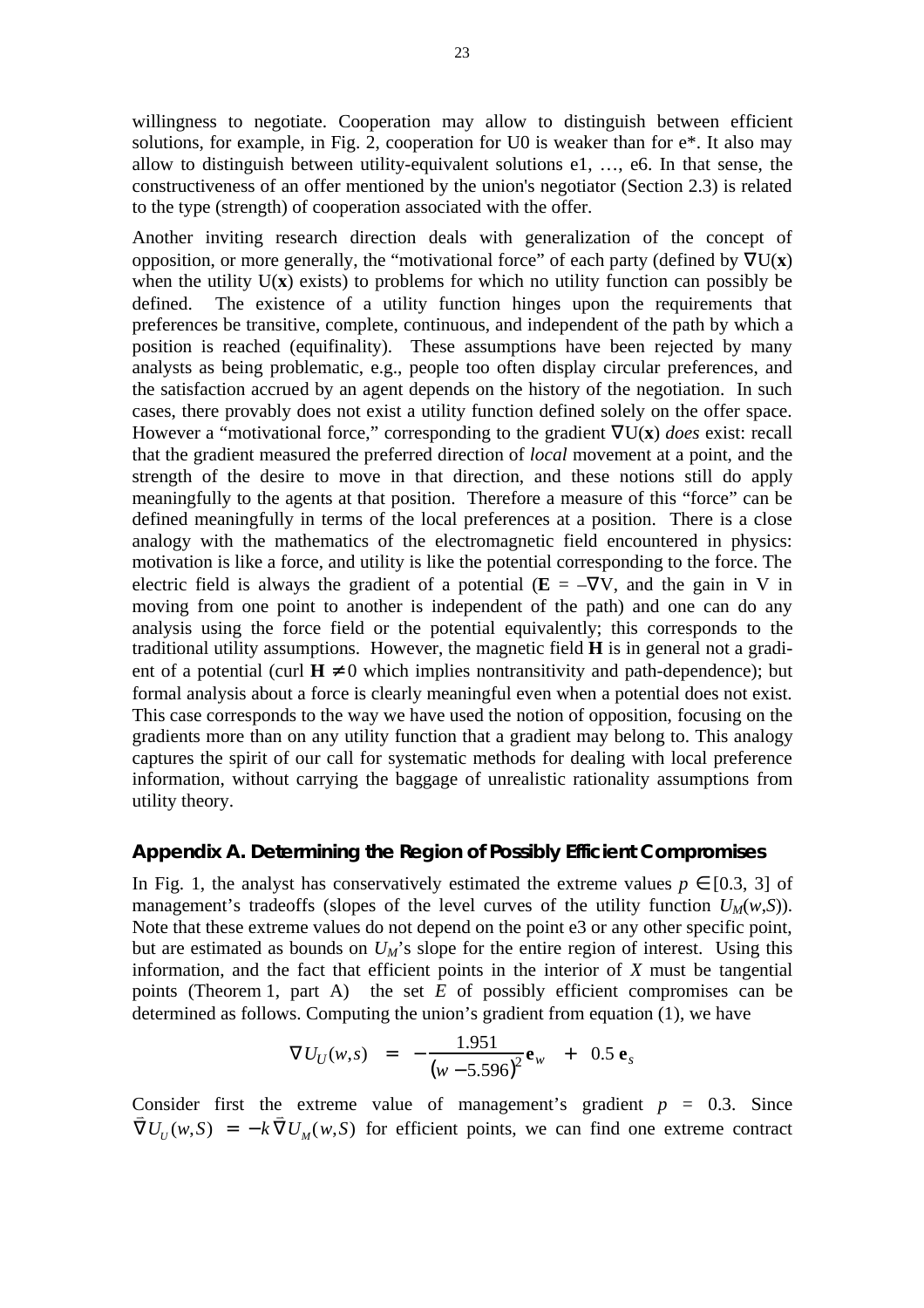willingness to negotiate. Cooperation may allow to distinguish between efficient solutions, for example, in Fig. 2, cooperation for U0 is weaker than for e*. It also may allow to distinguish between utility-equivalent solutions e1, …, e6. In that sense, the constructiveness of an offer mentioned by the union's negotiator (Section 2.3) is related to the type (strength) of cooperation associated with the offer.

Another inviting research direction deals with generalization of the concept of opposition, or more generally, the "motivational force" of each party (defined by $\nabla U(\mathbf{x})$ when the utility $U(\mathbf{x})$ exists) to problems for which no utility function can possibly be defined. The existence of a utility function hinges upon the requirements that preferences be transitive, complete, continuous, and independent of the path by which a position is reached (equifinality). These assumptions have been rejected by many analysts as being problematic, e.g., people too often display circular preferences, and the satisfaction accrued by an agent depends on the history of the negotiation. In such cases, there provably does not exist a utility function defined solely on the offer space. However a "motivational force," corresponding to the gradient $\nabla U(\mathbf{x})$ *does* exist: recall that the gradient measured the preferred direction of *local* movement at a point, and the strength of the desire to move in that direction, and these notions still do apply meaningfully to the agents at that position. Therefore a measure of this "force" can be defined meaningfully in terms of the local preferences at a position. There is a close analogy with the mathematics of the electromagnetic field encountered in physics: motivation is like a force, and utility is like the potential corresponding to the force. The electric field is always the gradient of a potential ($\mathbf{E} = -\nabla V$, and the gain in V in moving from one point to another is independent of the path) and one can do any analysis using the force field or the potential equivalently; this corresponds to the traditional utility assumptions. However, the magnetic field $\mathbf{H}$ is in general not a gradient of a potential (curl $\mathbf{H} \neq 0$ which implies nontransitivity and path-dependence); but formal analysis about a force is clearly meaningful even when a potential does not exist. This case corresponds to the way we have used the notion of opposition, focusing on the gradients more than on any utility function that a gradient may belong to. This analogy captures the spirit of our call for systematic methods for dealing with local preference information, without carrying the baggage of unrealistic rationality assumptions from utility theory.

## Appendix A. Determining the Region of Possibly Efficient Compromises

In Fig. 1, the analyst has conservatively estimated the extreme values $p \in [0.3, 3]$ of management's tradeoffs (slopes of the level curves of the utility function $U_M(w,S)$). Note that these extreme values do not depend on the point e3 or any other specific point, but are estimated as bounds on $U_M$'s slope for the entire region of interest. Using this information, and the fact that efficient points in the interior of $X$ must be tangential points (Theorem 1, part A) the set $E$ of possibly efficient compromises can be determined as follows. Computing the union's gradient from equation (1), we have

$$\nabla U_U(w,s) \;=\; -\frac{1.951}{(w-5.596)^2}\mathbf{e}_w \;+\; 0.5\,\mathbf{e}_s$$

Consider first the extreme value of management's gradient $p = 0.3$. Since $\vec{\nabla} U_U(w,S) = -k\vec{\nabla} U_M(w,S)$ for efficient points, we can find one extreme contract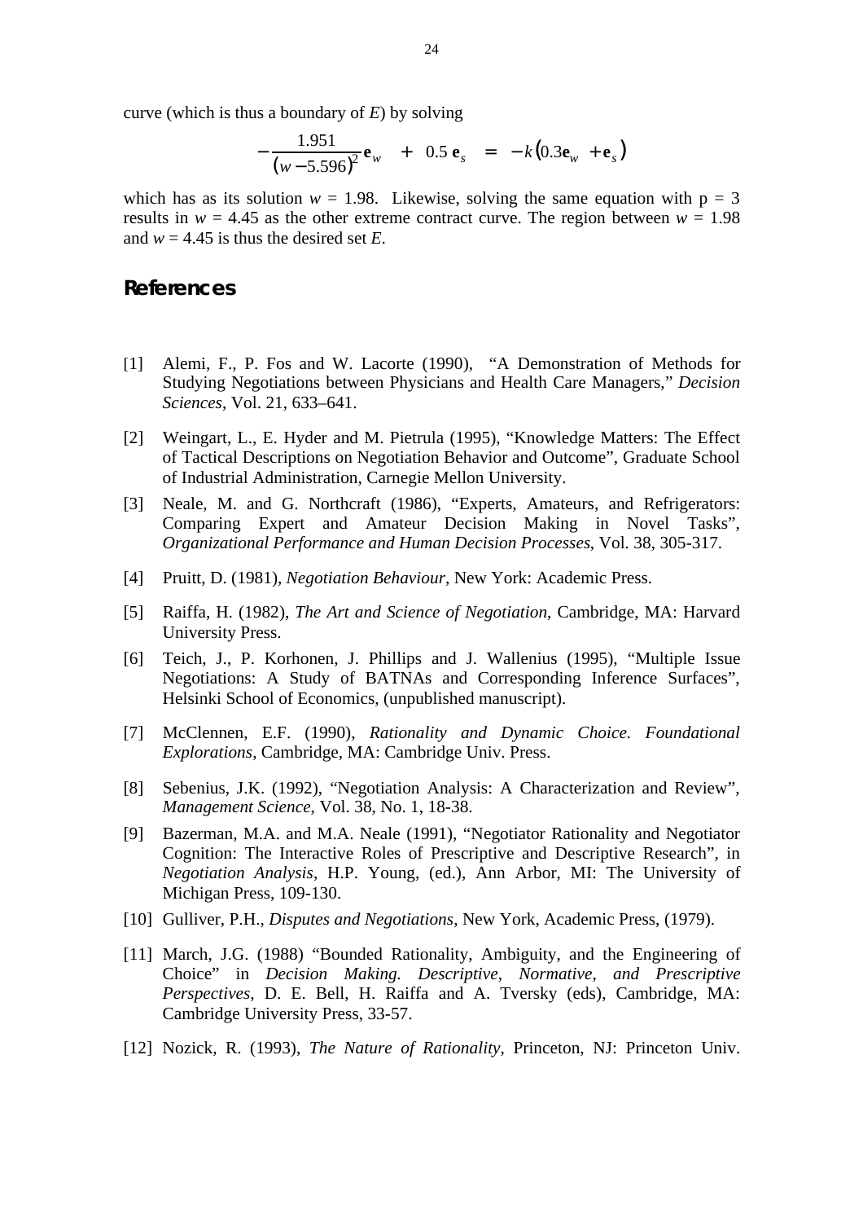curve (which is thus a boundary of *E*) by solving

$$-\frac{1.951}{(w-5.596)^2}\mathbf{e}_w \quad + \quad 0.5\,\mathbf{e}_s \quad = \quad -k\left(0.3\mathbf{e}_w \quad + \mathbf{e}_s\right)$$

which has as its solution $w = 1.98$. Likewise, solving the same equation with $p = 3$ results in $w = 4.45$ as the other extreme contract curve. The region between $w = 1.98$ and $w = 4.45$ is thus the desired set *E*.

## References

[1] Alemi, F., P. Fos and W. Lacorte (1990), "A Demonstration of Methods for Studying Negotiations between Physicians and Health Care Managers," *Decision Sciences*, Vol. 21, 633–641.

[2] Weingart, L., E. Hyder and M. Pietrula (1995), "Knowledge Matters: The Effect of Tactical Descriptions on Negotiation Behavior and Outcome", Graduate School of Industrial Administration, Carnegie Mellon University.

[3] Neale, M. and G. Northcraft (1986), "Experts, Amateurs, and Refrigerators: Comparing Expert and Amateur Decision Making in Novel Tasks", *Organizational Performance and Human Decision Processes*, Vol. 38, 305-317.

[4] Pruitt, D. (1981), *Negotiation Behaviour*, New York: Academic Press.

[5] Raiffa, H. (1982), *The Art and Science of Negotiation*, Cambridge, MA: Harvard University Press.

[6] Teich, J., P. Korhonen, J. Phillips and J. Wallenius (1995), "Multiple Issue Negotiations: A Study of BATNAs and Corresponding Inference Surfaces", Helsinki School of Economics, (unpublished manuscript).

[7] McClennen, E.F. (1990), *Rationality and Dynamic Choice. Foundational Explorations*, Cambridge, MA: Cambridge Univ. Press.

[8] Sebenius, J.K. (1992), "Negotiation Analysis: A Characterization and Review", *Management Science*, Vol. 38, No. 1, 18-38.

[9] Bazerman, M.A. and M.A. Neale (1991), "Negotiator Rationality and Negotiator Cognition: The Interactive Roles of Prescriptive and Descriptive Research", in *Negotiation Analysis*, H.P. Young, (ed.), Ann Arbor, MI: The University of Michigan Press, 109-130.

[10] Gulliver, P.H., *Disputes and Negotiations*, New York, Academic Press, (1979).

[11] March, J.G. (1988) "Bounded Rationality, Ambiguity, and the Engineering of Choice" in *Decision Making. Descriptive, Normative, and Prescriptive Perspectives*, D. E. Bell, H. Raiffa and A. Tversky (eds), Cambridge, MA: Cambridge University Press, 33-57.

[12] Nozick, R. (1993), *The Nature of Rationality*, Princeton, NJ: Princeton Univ.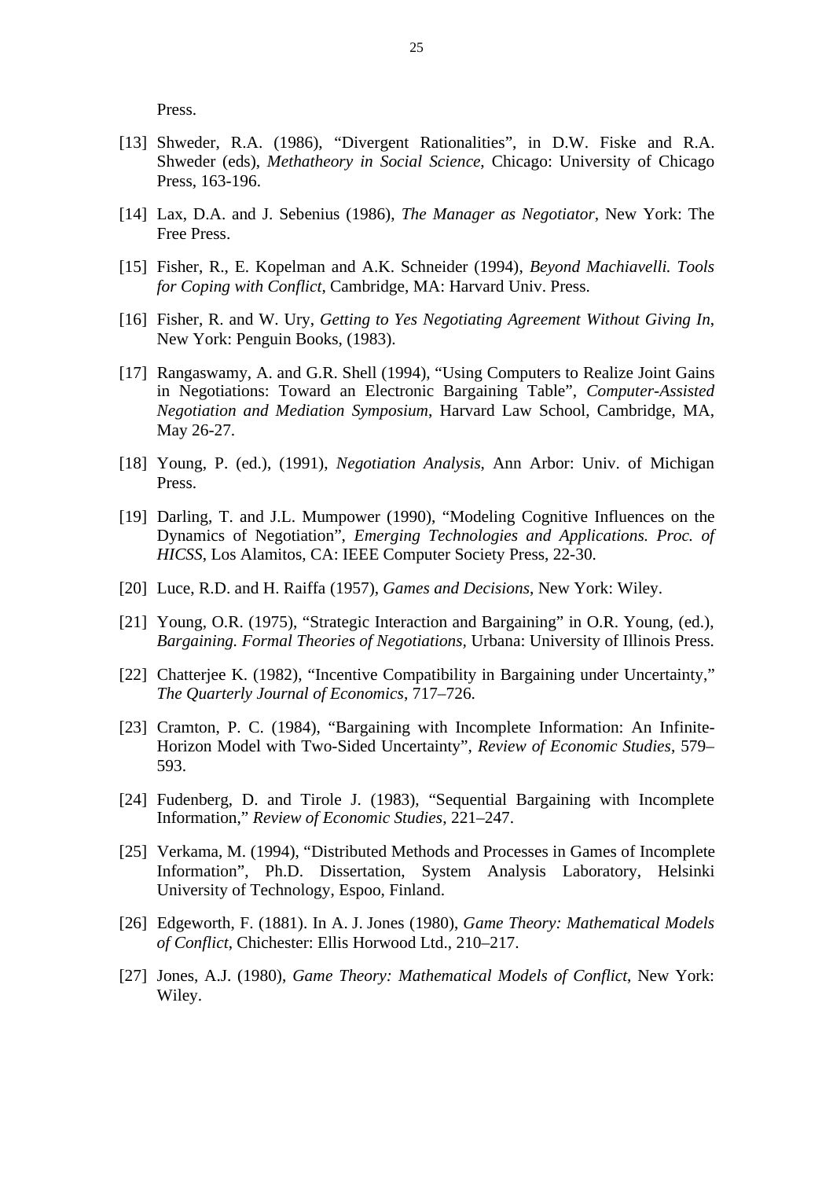Press.

[13] Shweder, R.A. (1986), “Divergent Rationalities”, in D.W. Fiske and R.A. Shweder (eds), *Methatheory in Social Science*, Chicago: University of Chicago Press, 163-196.

[14] Lax, D.A. and J. Sebenius (1986), *The Manager as Negotiator*, New York: The Free Press.

[15] Fisher, R., E. Kopelman and A.K. Schneider (1994), *Beyond Machiavelli. Tools for Coping with Conflict*, Cambridge, MA: Harvard Univ. Press.

[16] Fisher, R. and W. Ury, *Getting to Yes Negotiating Agreement Without Giving In*, New York: Penguin Books, (1983).

[17] Rangaswamy, A. and G.R. Shell (1994), “Using Computers to Realize Joint Gains in Negotiations: Toward an Electronic Bargaining Table”, *Computer-Assisted Negotiation and Mediation Symposium*, Harvard Law School, Cambridge, MA, May 26-27.

[18] Young, P. (ed.), (1991), *Negotiation Analysis*, Ann Arbor: Univ. of Michigan Press.

[19] Darling, T. and J.L. Mumpower (1990), “Modeling Cognitive Influences on the Dynamics of Negotiation”, *Emerging Technologies and Applications. Proc. of HICSS*, Los Alamitos, CA: IEEE Computer Society Press, 22-30.

[20] Luce, R.D. and H. Raiffa (1957), *Games and Decisions*, New York: Wiley.

[21] Young, O.R. (1975), “Strategic Interaction and Bargaining” in O.R. Young, (ed.), *Bargaining. Formal Theories of Negotiations,* Urbana: University of Illinois Press.

[22] Chatterjee K. (1982), “Incentive Compatibility in Bargaining under Uncertainty,” *The Quarterly Journal of Economics*, 717–726.

[23] Cramton, P. C. (1984), “Bargaining with Incomplete Information: An Infinite-Horizon Model with Two-Sided Uncertainty”, *Review of Economic Studies*, 579–593.

[24] Fudenberg, D. and Tirole J. (1983), “Sequential Bargaining with Incomplete Information,” *Review of Economic Studies*, 221–247.

[25] Verkama, M. (1994), “Distributed Methods and Processes in Games of Incomplete Information”, Ph.D. Dissertation, System Analysis Laboratory, Helsinki University of Technology, Espoo, Finland.

[26] Edgeworth, F. (1881). In A. J. Jones (1980), *Game Theory: Mathematical Models of Conflict*, Chichester: Ellis Horwood Ltd., 210–217.

[27] Jones, A.J. (1980), *Game Theory: Mathematical Models of Conflict*, New York: Wiley.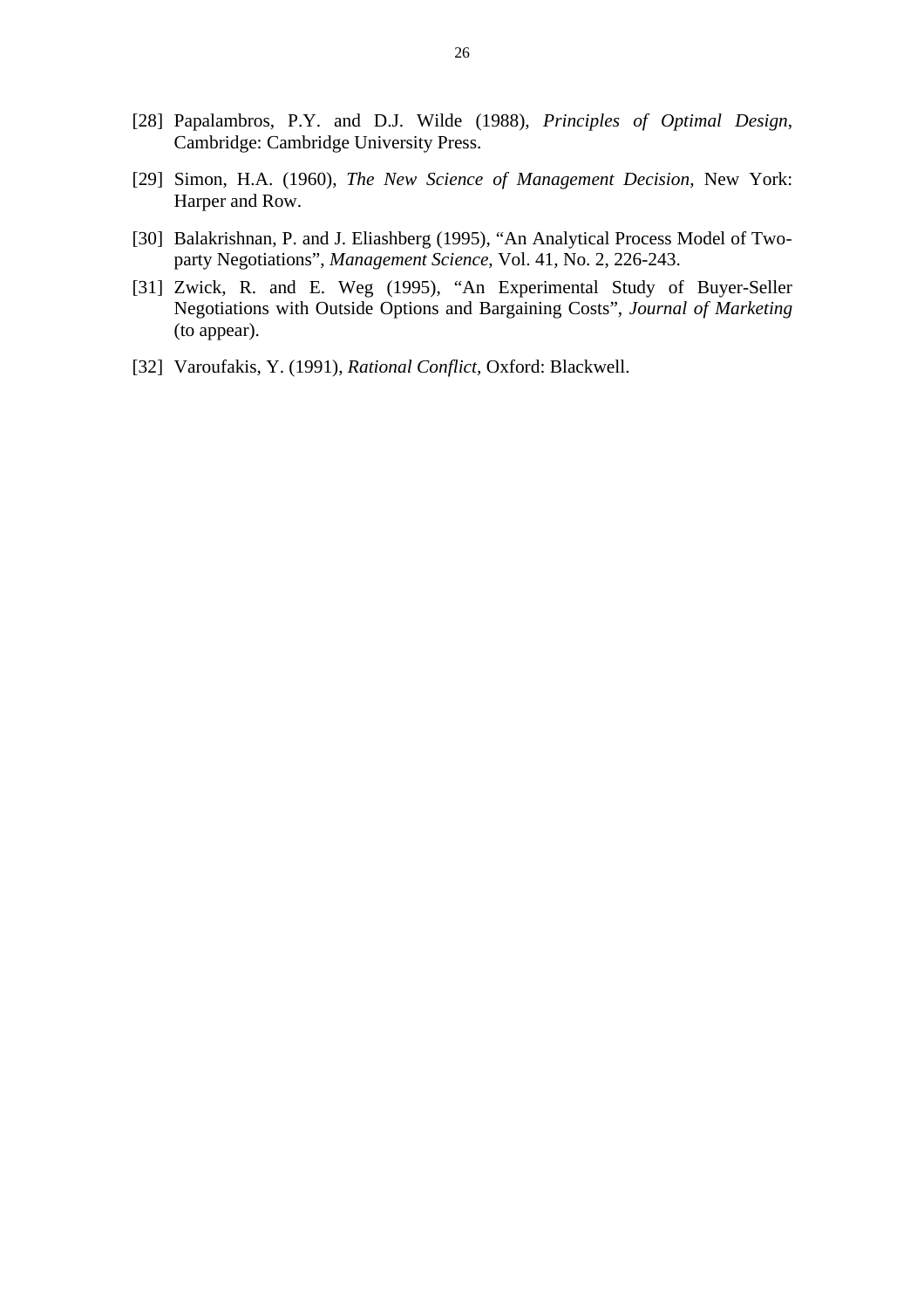[28] Papalambros, P.Y. and D.J. Wilde (1988), *Principles of Optimal Design*, Cambridge: Cambridge University Press.

[29] Simon, H.A. (1960), *The New Science of Management Decision*, New York: Harper and Row.

[30] Balakrishnan, P. and J. Eliashberg (1995), “An Analytical Process Model of Two-party Negotiations”, *Management Science*, Vol. 41, No. 2, 226-243.

[31] Zwick, R. and E. Weg (1995), “An Experimental Study of Buyer-Seller Negotiations with Outside Options and Bargaining Costs”, *Journal of Marketing* (to appear).

[32] Varoufakis, Y. (1991), *Rational Conflict*, Oxford: Blackwell.